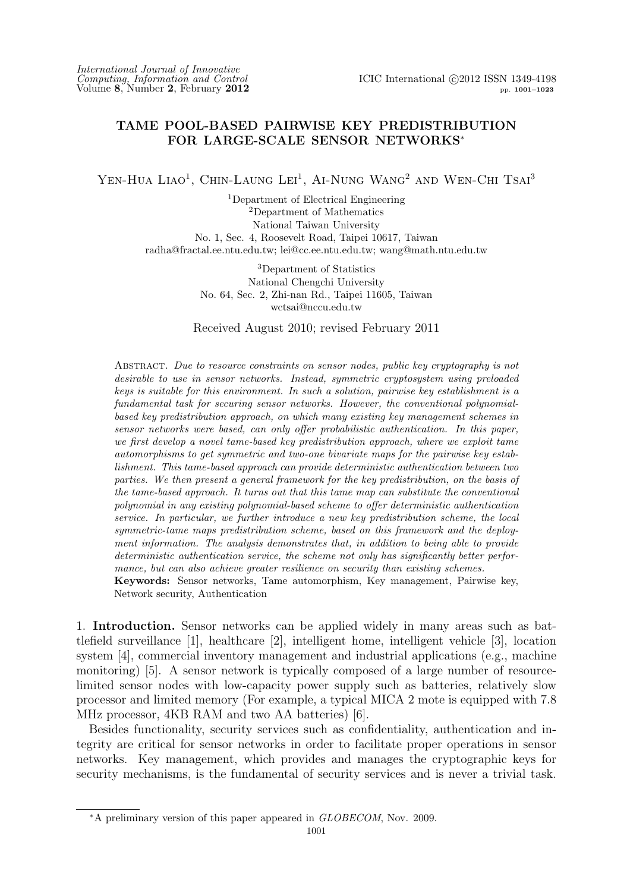# TAME POOL-BASED PAIRWISE KEY PREDISTRIBUTION FOR LARGE-SCALE SENSOR NETWORKS*

Yen-Hua Liao[1], Chin-Laung Lei[1], Ai-Nung Wang[2] and Wen-Chi Tsai[3]

[1]Department of Electrical Engineering
[2]Department of Mathematics
National Taiwan University
No. 1, Sec. 4, Roosevelt Road, Taipei 10617, Taiwan
radha@fractal.ee.ntu.edu.tw; lei@cc.ee.ntu.edu.tw; wang@math.ntu.edu.tw

[3]Department of Statistics
National Chengchi University
No. 64, Sec. 2, Zhi-nan Rd., Taipei 11605, Taiwan
wctsai@nccu.edu.tw

Received August 2010; revised February 2011

Abstract. *Due to resource constraints on sensor nodes, public key cryptography is not desirable to use in sensor networks. Instead, symmetric cryptosystem using preloaded keys is suitable for this environment. In such a solution, pairwise key establishment is a fundamental task for securing sensor networks. However, the conventional polynomial-based key predistribution approach, on which many existing key management schemes in sensor networks were based, can only offer probabilistic authentication. In this paper, we first develop a novel tame-based key predistribution approach, where we exploit tame automorphisms to get symmetric and two-one bivariate maps for the pairwise key establishment. This tame-based approach can provide deterministic authentication between two parties. We then present a general framework for the key predistribution, on the basis of the tame-based approach. It turns out that this tame map can substitute the conventional polynomial in any existing polynomial-based scheme to offer deterministic authentication service. In particular, we further introduce a new key predistribution scheme, the local symmetric-tame maps predistribution scheme, based on this framework and the deployment information. The analysis demonstrates that, in addition to being able to provide deterministic authentication service, the scheme not only has significantly better performance, but can also achieve greater resilience on security than existing schemes.*

**Keywords:** Sensor networks, Tame automorphism, Key management, Pairwise key, Network security, Authentication

## 1. Introduction.

Sensor networks can be applied widely in many areas such as battlefield surveillance [1], healthcare [2], intelligent home, intelligent vehicle [3], location system [4], commercial inventory management and industrial applications (e.g., machine monitoring) [5]. A sensor network is typically composed of a large number of resource-limited sensor nodes with low-capacity power supply such as batteries, relatively slow processor and limited memory (For example, a typical MICA 2 mote is equipped with 7.8 MHz processor, 4KB RAM and two AA batteries) [6].

Besides functionality, security services such as confidentiality, authentication and integrity are critical for sensor networks in order to facilitate proper operations in sensor networks. Key management, which provides and manages the cryptographic keys for security mechanisms, is the fundamental of security services and is never a trivial task.

*A preliminary version of this paper appeared in *GLOBECOM*, Nov. 2009.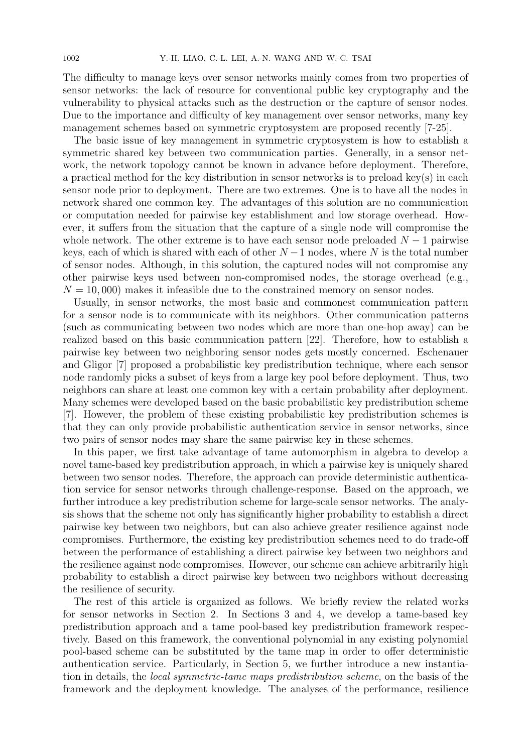The difficulty to manage keys over sensor networks mainly comes from two properties of sensor networks: the lack of resource for conventional public key cryptography and the vulnerability to physical attacks such as the destruction or the capture of sensor nodes. Due to the importance and difficulty of key management over sensor networks, many key management schemes based on symmetric cryptosystem are proposed recently [7-25].

The basic issue of key management in symmetric cryptosystem is how to establish a symmetric shared key between two communication parties. Generally, in a sensor network, the network topology cannot be known in advance before deployment. Therefore, a practical method for the key distribution in sensor networks is to preload key(s) in each sensor node prior to deployment. There are two extremes. One is to have all the nodes in network shared one common key. The advantages of this solution are no communication or computation needed for pairwise key establishment and low storage overhead. However, it suffers from the situation that the capture of a single node will compromise the whole network. The other extreme is to have each sensor node preloaded $N-1$ pairwise keys, each of which is shared with each of other $N-1$ nodes, where $N$ is the total number of sensor nodes. Although, in this solution, the captured nodes will not compromise any other pairwise keys used between non-compromised nodes, the storage overhead (e.g., $N = 10,000$) makes it infeasible due to the constrained memory on sensor nodes.

Usually, in sensor networks, the most basic and commonest communication pattern for a sensor node is to communicate with its neighbors. Other communication patterns (such as communicating between two nodes which are more than one-hop away) can be realized based on this basic communication pattern [22]. Therefore, how to establish a pairwise key between two neighboring sensor nodes gets mostly concerned. Eschenauer and Gligor [7] proposed a probabilistic key predistribution technique, where each sensor node randomly picks a subset of keys from a large key pool before deployment. Thus, two neighbors can share at least one common key with a certain probability after deployment. Many schemes were developed based on the basic probabilistic key predistribution scheme [7]. However, the problem of these existing probabilistic key predistribution schemes is that they can only provide probabilistic authentication service in sensor networks, since two pairs of sensor nodes may share the same pairwise key in these schemes.

In this paper, we first take advantage of tame automorphism in algebra to develop a novel tame-based key predistribution approach, in which a pairwise key is uniquely shared between two sensor nodes. Therefore, the approach can provide deterministic authentication service for sensor networks through challenge-response. Based on the approach, we further introduce a key predistribution scheme for large-scale sensor networks. The analysis shows that the scheme not only has significantly higher probability to establish a direct pairwise key between two neighbors, but can also achieve greater resilience against node compromises. Furthermore, the existing key predistribution schemes need to do trade-off between the performance of establishing a direct pairwise key between two neighbors and the resilience against node compromises. However, our scheme can achieve arbitrarily high probability to establish a direct pairwise key between two neighbors without decreasing the resilience of security.

The rest of this article is organized as follows. We briefly review the related works for sensor networks in Section 2. In Sections 3 and 4, we develop a tame-based key predistribution approach and a tame pool-based key predistribution framework respectively. Based on this framework, the conventional polynomial in any existing polynomial pool-based scheme can be substituted by the tame map in order to offer deterministic authentication service. Particularly, in Section 5, we further introduce a new instantiation in details, the *local symmetric-tame maps predistribution scheme*, on the basis of the framework and the deployment knowledge. The analyses of the performance, resilience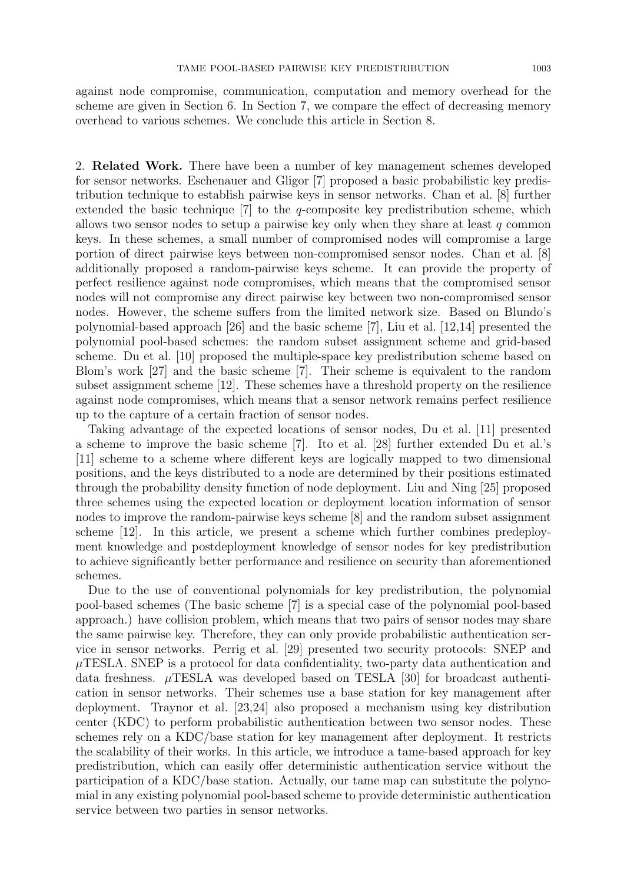against node compromise, communication, computation and memory overhead for the scheme are given in Section 6. In Section 7, we compare the effect of decreasing memory overhead to various schemes. We conclude this article in Section 8.

## 2. **Related Work.**

There have been a number of key management schemes developed for sensor networks. Eschenauer and Gligor [7] proposed a basic probabilistic key predistribution technique to establish pairwise keys in sensor networks. Chan et al. [8] further extended the basic technique [7] to the $q$-composite key predistribution scheme, which allows two sensor nodes to setup a pairwise key only when they share at least $q$ common keys. In these schemes, a small number of compromised nodes will compromise a large portion of direct pairwise keys between non-compromised sensor nodes. Chan et al. [8] additionally proposed a random-pairwise keys scheme. It can provide the property of perfect resilience against node compromises, which means that the compromised sensor nodes will not compromise any direct pairwise key between two non-compromised sensor nodes. However, the scheme suffers from the limited network size. Based on Blundo's polynomial-based approach [26] and the basic scheme [7], Liu et al. [12,14] presented the polynomial pool-based schemes: the random subset assignment scheme and grid-based scheme. Du et al. [10] proposed the multiple-space key predistribution scheme based on Blom's work [27] and the basic scheme [7]. Their scheme is equivalent to the random subset assignment scheme [12]. These schemes have a threshold property on the resilience against node compromises, which means that a sensor network remains perfect resilience up to the capture of a certain fraction of sensor nodes.

Taking advantage of the expected locations of sensor nodes, Du et al. [11] presented a scheme to improve the basic scheme [7]. Ito et al. [28] further extended Du et al.'s [11] scheme to a scheme where different keys are logically mapped to two dimensional positions, and the keys distributed to a node are determined by their positions estimated through the probability density function of node deployment. Liu and Ning [25] proposed three schemes using the expected location or deployment location information of sensor nodes to improve the random-pairwise keys scheme [8] and the random subset assignment scheme [12]. In this article, we present a scheme which further combines predeployment knowledge and postdeployment knowledge of sensor nodes for key predistribution to achieve significantly better performance and resilience on security than aforementioned schemes.

Due to the use of conventional polynomials for key predistribution, the polynomial pool-based schemes (The basic scheme [7] is a special case of the polynomial pool-based approach.) have collision problem, which means that two pairs of sensor nodes may share the same pairwise key. Therefore, they can only provide probabilistic authentication service in sensor networks. Perrig et al. [29] presented two security protocols: SNEP and $\mu$TESLA. SNEP is a protocol for data confidentiality, two-party data authentication and data freshness. $\mu$TESLA was developed based on TESLA [30] for broadcast authentication in sensor networks. Their schemes use a base station for key management after deployment. Traynor et al. [23,24] also proposed a mechanism using key distribution center (KDC) to perform probabilistic authentication between two sensor nodes. These schemes rely on a KDC/base station for key management after deployment. It restricts the scalability of their works. In this article, we introduce a tame-based approach for key predistribution, which can easily offer deterministic authentication service without the participation of a KDC/base station. Actually, our tame map can substitute the polynomial in any existing polynomial pool-based scheme to provide deterministic authentication service between two parties in sensor networks.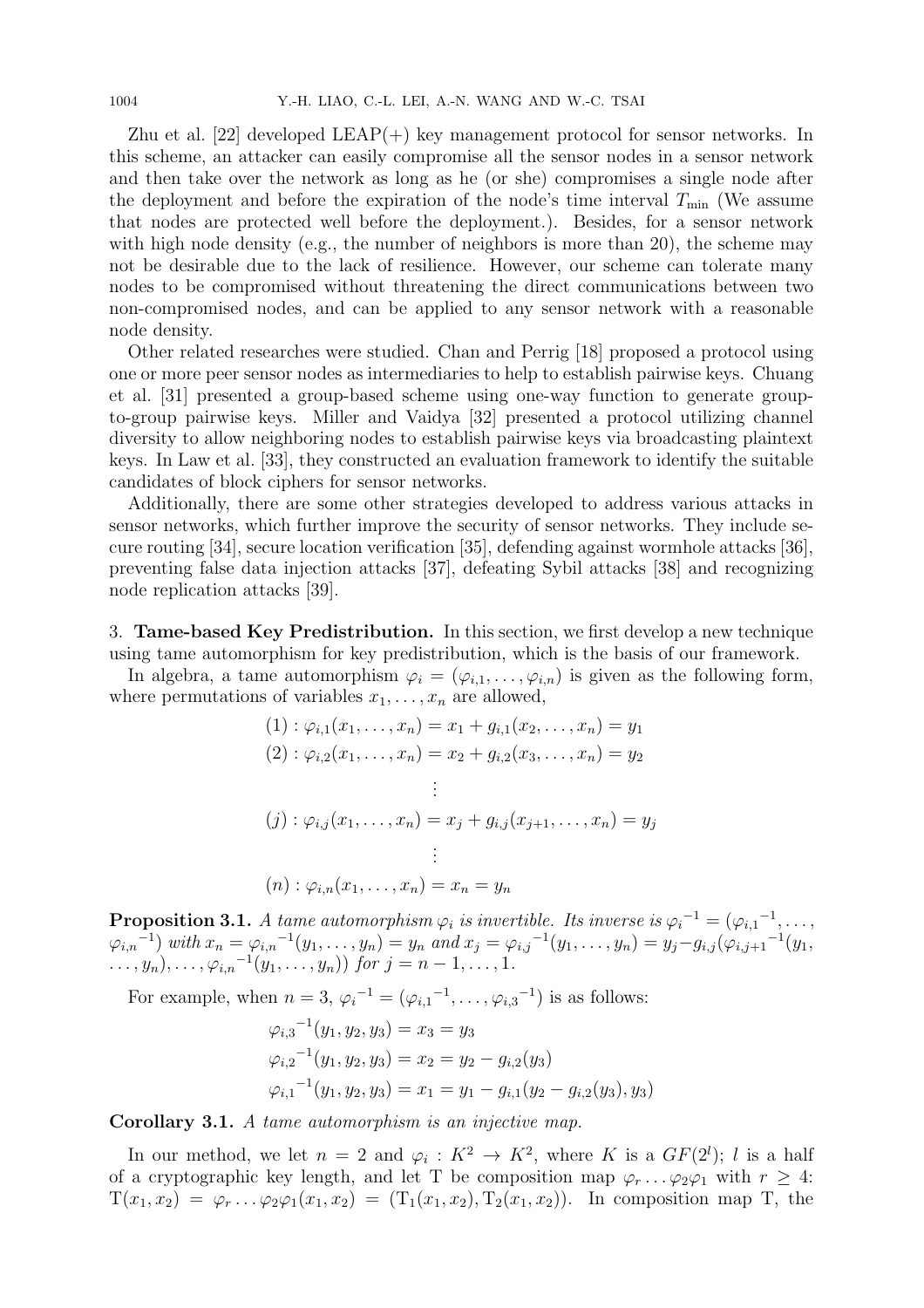Zhu et al. [22] developed LEAP(+) key management protocol for sensor networks. In this scheme, an attacker can easily compromise all the sensor nodes in a sensor network and then take over the network as long as he (or she) compromises a single node after the deployment and before the expiration of the node's time interval $T_{\min}$ (We assume that nodes are protected well before the deployment.). Besides, for a sensor network with high node density (e.g., the number of neighbors is more than 20), the scheme may not be desirable due to the lack of resilience. However, our scheme can tolerate many nodes to be compromised without threatening the direct communications between two non-compromised nodes, and can be applied to any sensor network with a reasonable node density.

Other related researches were studied. Chan and Perrig [18] proposed a protocol using one or more peer sensor nodes as intermediaries to help to establish pairwise keys. Chuang et al. [31] presented a group-based scheme using one-way function to generate group-to-group pairwise keys. Miller and Vaidya [32] presented a protocol utilizing channel diversity to allow neighboring nodes to establish pairwise keys via broadcasting plaintext keys. In Law et al. [33], they constructed an evaluation framework to identify the suitable candidates of block ciphers for sensor networks.

Additionally, there are some other strategies developed to address various attacks in sensor networks, which further improve the security of sensor networks. They include secure routing [34], secure location verification [35], defending against wormhole attacks [36], preventing false data injection attacks [37], defeating Sybil attacks [38] and recognizing node replication attacks [39].

## 3. Tame-based Key Predistribution.

In this section, we first develop a new technique using tame automorphism for key predistribution, which is the basis of our framework.

In algebra, a tame automorphism $\varphi_i = (\varphi_{i,1}, \ldots, \varphi_{i,n})$ is given as the following form, where permutations of variables $x_1, \ldots, x_n$ are allowed,

$$
\begin{aligned}
(1) &: \varphi_{i,1}(x_1, \ldots, x_n) = x_1 + g_{i,1}(x_2, \ldots, x_n) = y_1 \\
(2) &: \varphi_{i,2}(x_1, \ldots, x_n) = x_2 + g_{i,2}(x_3, \ldots, x_n) = y_2 \\
&\vdots \\
(j) &: \varphi_{i,j}(x_1, \ldots, x_n) = x_j + g_{i,j}(x_{j+1}, \ldots, x_n) = y_j \\
&\vdots \\
(n) &: \varphi_{i,n}(x_1, \ldots, x_n) = x_n = y_n
\end{aligned}
$$

**Proposition 3.1.** *A tame automorphism $\varphi_i$ is invertible. Its inverse is ${\varphi_i}^{-1} = ({\varphi_{i,1}}^{-1}, \ldots, {\varphi_{i,n}}^{-1})$ with $x_n = {\varphi_{i,n}}^{-1}(y_1, \ldots, y_n) = y_n$ and $x_j = {\varphi_{i,j}}^{-1}(y_1, \ldots, y_n) = y_j - g_{i,j}({\varphi_{i,j+1}}^{-1}(y_1, \ldots, y_n), \ldots, {\varphi_{i,n}}^{-1}(y_1, \ldots, y_n))$ for $j = n-1, \ldots, 1$.*

For example, when $n = 3$, ${\varphi_i}^{-1} = ({\varphi_{i,1}}^{-1}, \ldots, {\varphi_{i,3}}^{-1})$ is as follows:

$$
\begin{aligned}
{\varphi_{i,3}}^{-1}(y_1, y_2, y_3) &= x_3 = y_3 \\
{\varphi_{i,2}}^{-1}(y_1, y_2, y_3) &= x_2 = y_2 - g_{i,2}(y_3) \\
{\varphi_{i,1}}^{-1}(y_1, y_2, y_3) &= x_1 = y_1 - g_{i,1}(y_2 - g_{i,2}(y_3), y_3)
\end{aligned}
$$

**Corollary 3.1.** *A tame automorphism is an injective map.*

In our method, we let $n = 2$ and $\varphi_i : K^2 \to K^2$, where $K$ is a $GF(2^l)$; $l$ is a half of a cryptographic key length, and let T be composition map $\varphi_r \ldots \varphi_2\varphi_1$ with $r \geq 4$: $\mathrm{T}(x_1, x_2) = \varphi_r \ldots \varphi_2\varphi_1(x_1, x_2) = (\mathrm{T}_1(x_1, x_2), \mathrm{T}_2(x_1, x_2))$. In composition map T, the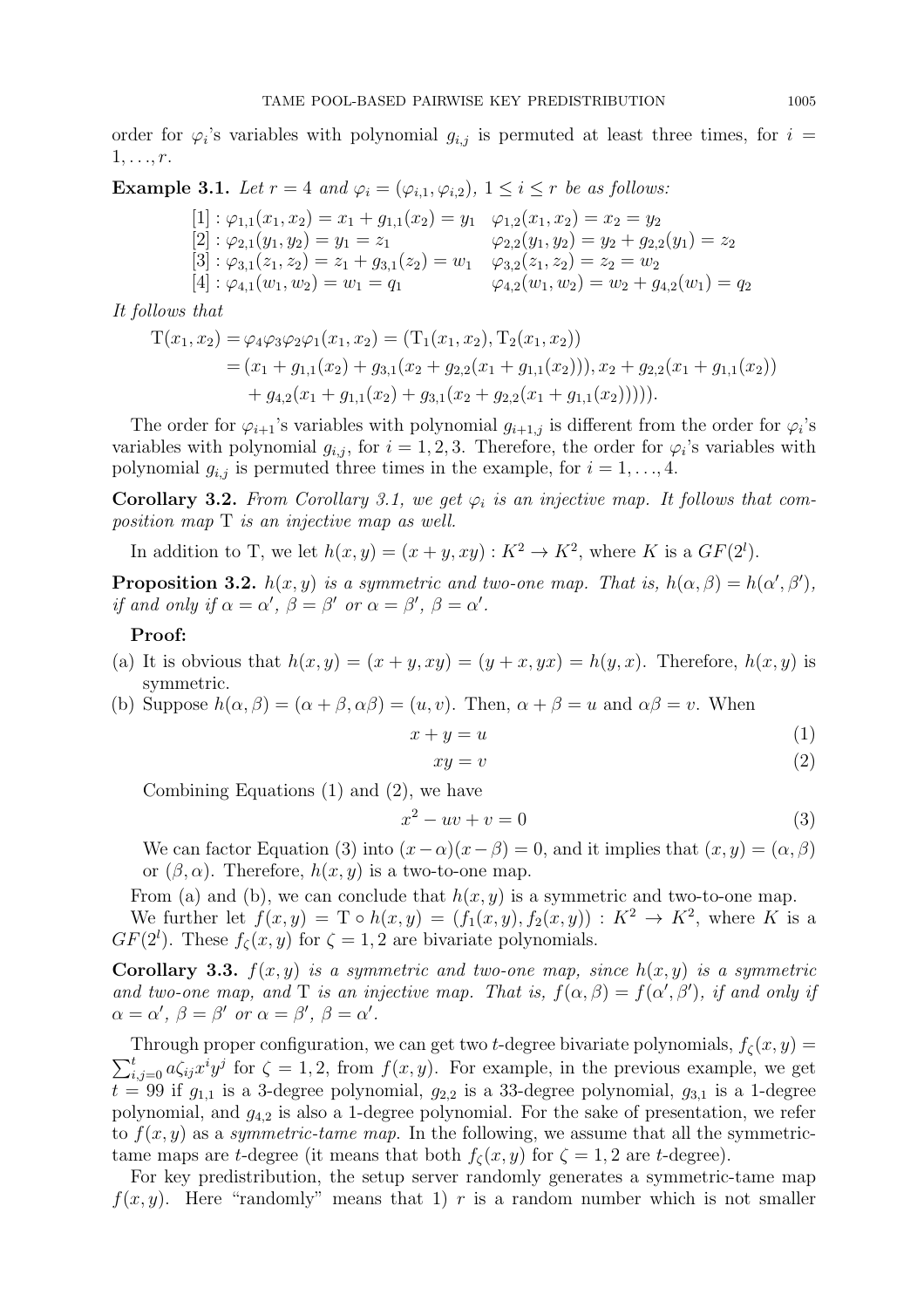order for $\varphi_i$'s variables with polynomial $g_{i,j}$ is permuted at least three times, for $i = 1, \ldots, r$.

**Example 3.1.** *Let $r = 4$ and $\varphi_i = (\varphi_{i,1}, \varphi_{i,2})$, $1 \le i \le r$ be as follows:*

$$
\begin{array}{lll}
[1]: \varphi_{1,1}(x_1, x_2) = x_1 + g_{1,1}(x_2) = y_1 & \varphi_{1,2}(x_1, x_2) = x_2 = y_2 \\
[2]: \varphi_{2,1}(y_1, y_2) = y_1 = z_1 & \varphi_{2,2}(y_1, y_2) = y_2 + g_{2,2}(y_1) = z_2 \\
[3]: \varphi_{3,1}(z_1, z_2) = z_1 + g_{3,1}(z_2) = w_1 & \varphi_{3,2}(z_1, z_2) = z_2 = w_2 \\
[4]: \varphi_{4,1}(w_1, w_2) = w_1 = q_1 & \varphi_{4,2}(w_1, w_2) = w_2 + g_{4,2}(w_1) = q_2
\end{array}
$$

*It follows that*

$$
\begin{aligned}
\mathrm{T}(x_1, x_2) &= \varphi_4\varphi_3\varphi_2\varphi_1(x_1, x_2) = (\mathrm{T}_1(x_1, x_2), \mathrm{T}_2(x_1, x_2)) \\
&= (x_1 + g_{1,1}(x_2) + g_{3,1}(x_2 + g_{2,2}(x_1 + g_{1,1}(x_2))), x_2 + g_{2,2}(x_1 + g_{1,1}(x_2)) \\
&\quad + g_{4,2}(x_1 + g_{1,1}(x_2) + g_{3,1}(x_2 + g_{2,2}(x_1 + g_{1,1}(x_2))))).
\end{aligned}
$$

The order for $\varphi_{i+1}$'s variables with polynomial $g_{i+1,j}$ is different from the order for $\varphi_i$'s variables with polynomial $g_{i,j}$, for $i = 1, 2, 3$. Therefore, the order for $\varphi_i$'s variables with polynomial $g_{i,j}$ is permuted three times in the example, for $i = 1, \ldots, 4$.

**Corollary 3.2.** *From Corollary 3.1, we get $\varphi_i$ is an injective map. It follows that composition map $\mathrm{T}$ is an injective map as well.*

In addition to T, we let $h(x, y) = (x + y, xy) : K^2 \to K^2$, where $K$ is a $GF(2^l)$.

**Proposition 3.2.** *$h(x, y)$ is a symmetric and two-one map. That is, $h(\alpha, \beta) = h(\alpha', \beta')$, if and only if $\alpha = \alpha'$, $\beta = \beta'$ or $\alpha = \beta'$, $\beta = \alpha'$.*

**Proof:**

(a) It is obvious that $h(x, y) = (x + y, xy) = (y + x, yx) = h(y, x)$. Therefore, $h(x, y)$ is symmetric.

(b) Suppose $h(\alpha, \beta) = (\alpha + \beta, \alpha\beta) = (u, v)$. Then, $\alpha + \beta = u$ and $\alpha\beta = v$. When

$$x + y = u \tag{1}$$

$$xy = v \tag{2}$$

Combining Equations (1) and (2), we have

$$x^2 - uv + v = 0 \tag{3}$$

We can factor Equation (3) into $(x - \alpha)(x - \beta) = 0$, and it implies that $(x, y) = (\alpha, \beta)$ or $(\beta, \alpha)$. Therefore, $h(x, y)$ is a two-to-one map.

From (a) and (b), we can conclude that $h(x, y)$ is a symmetric and two-to-one map.

We further let $f(x, y) = \mathrm{T} \circ h(x, y) = (f_1(x, y), f_2(x, y)) : K^2 \to K^2$, where $K$ is a $GF(2^l)$. These $f_\zeta(x, y)$ for $\zeta = 1, 2$ are bivariate polynomials.

**Corollary 3.3.** *$f(x, y)$ is a symmetric and two-one map, since $h(x, y)$ is a symmetric and two-one map, and $\mathrm{T}$ is an injective map. That is, $f(\alpha, \beta) = f(\alpha', \beta')$, if and only if $\alpha = \alpha'$, $\beta = \beta'$ or $\alpha = \beta'$, $\beta = \alpha'$.*

Through proper configuration, we can get two $t$-degree bivariate polynomials, $f_\zeta(x, y) = \sum_{i,j=0}^{t} a\zeta_{ij} x^i y^j$ for $\zeta = 1, 2$, from $f(x, y)$. For example, in the previous example, we get $t = 99$ if $g_{1,1}$ is a 3-degree polynomial, $g_{2,2}$ is a 33-degree polynomial, $g_{3,1}$ is a 1-degree polynomial, and $g_{4,2}$ is also a 1-degree polynomial. For the sake of presentation, we refer to $f(x, y)$ as a *symmetric-tame map*. In the following, we assume that all the symmetric-tame maps are $t$-degree (it means that both $f_\zeta(x, y)$ for $\zeta = 1, 2$ are $t$-degree).

For key predistribution, the setup server randomly generates a symmetric-tame map $f(x, y)$. Here "randomly" means that 1) $r$ is a random number which is not smaller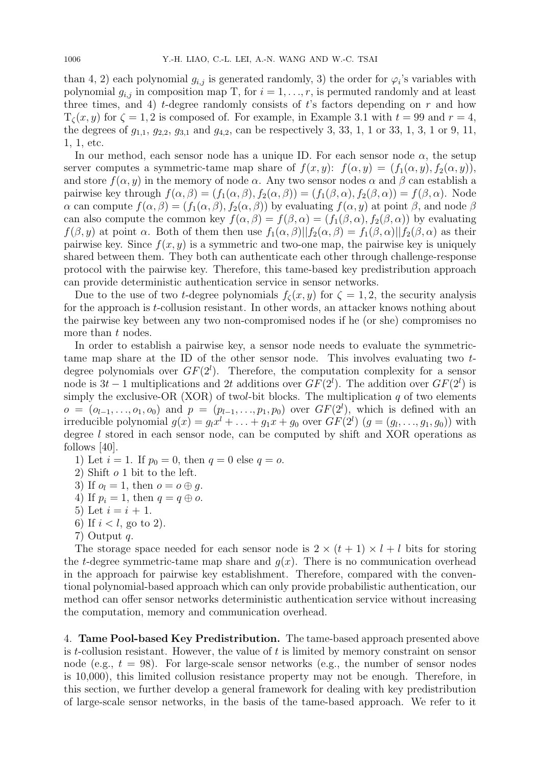than 4, 2) each polynomial $g_{i,j}$ is generated randomly, 3) the order for $\varphi_i$'s variables with polynomial $g_{i,j}$ in composition map T, for $i = 1, \ldots, r$, is permuted randomly and at least three times, and 4) $t$-degree randomly consists of $t$'s factors depending on $r$ and how $\mathrm{T}_\zeta(x, y)$ for $\zeta = 1, 2$ is composed of. For example, in Example 3.1 with $t = 99$ and $r = 4$, the degrees of $g_{1,1}$, $g_{2,2}$, $g_{3,1}$ and $g_{4,2}$, can be respectively 3, 33, 1, 1 or 33, 1, 3, 1 or 9, 11, 1, 1, etc.

In our method, each sensor node has a unique ID. For each sensor node $\alpha$, the setup server computes a symmetric-tame map share of $f(x, y)$: $f(\alpha, y) = (f_1(\alpha, y), f_2(\alpha, y))$, and store $f(\alpha, y)$ in the memory of node $\alpha$. Any two sensor nodes $\alpha$ and $\beta$ can establish a pairwise key through $f(\alpha, \beta) = (f_1(\alpha, \beta), f_2(\alpha, \beta)) = (f_1(\beta, \alpha), f_2(\beta, \alpha)) = f(\beta, \alpha)$. Node $\alpha$ can compute $f(\alpha, \beta) = (f_1(\alpha, \beta), f_2(\alpha, \beta))$ by evaluating $f(\alpha, y)$ at point $\beta$, and node $\beta$ can also compute the common key $f(\alpha, \beta) = f(\beta, \alpha) = (f_1(\beta, \alpha), f_2(\beta, \alpha))$ by evaluating $f(\beta, y)$ at point $\alpha$. Both of them then use $f_1(\alpha, \beta)||f_2(\alpha, \beta) = f_1(\beta, \alpha)||f_2(\beta, \alpha)$ as their pairwise key. Since $f(x, y)$ is a symmetric and two-one map, the pairwise key is uniquely shared between them. They both can authenticate each other through challenge-response protocol with the pairwise key. Therefore, this tame-based key predistribution approach can provide deterministic authentication service in sensor networks.

Due to the use of two $t$-degree polynomials $f_\zeta(x, y)$ for $\zeta = 1, 2$, the security analysis for the approach is $t$-collusion resistant. In other words, an attacker knows nothing about the pairwise key between any two non-compromised nodes if he (or she) compromises no more than $t$ nodes.

In order to establish a pairwise key, a sensor node needs to evaluate the symmetric-tame map share at the ID of the other sensor node. This involves evaluating two $t$-degree polynomials over $GF(2^l)$. Therefore, the computation complexity for a sensor node is $3t - 1$ multiplications and $2t$ additions over $GF(2^l)$. The addition over $GF(2^l)$ is simply the exclusive-OR (XOR) of two$l$-bit blocks. The multiplication $q$ of two elements $o = (o_{l-1}, \ldots, o_1, o_0)$ and $p = (p_{l-1}, \ldots, p_1, p_0)$ over $GF(2^l)$, which is defined with an irreducible polynomial $g(x) = g_l x^l + \ldots + g_1 x + g_0$ over $GF(2^l)$ $(g = (g_l, \ldots, g_1, g_0))$ with degree $l$ stored in each sensor node, can be computed by shift and XOR operations as follows [40].

1) Let $i = 1$. If $p_0 = 0$, then $q = 0$ else $q = o$.
2) Shift $o$ 1 bit to the left.
3) If $o_l = 1$, then $o = o \oplus g$.
4) If $p_i = 1$, then $q = q \oplus o$.
5) Let $i = i + 1$.
6) If $i < l$, go to 2).
7) Output $q$.

The storage space needed for each sensor node is $2 \times (t + 1) \times l + l$ bits for storing the $t$-degree symmetric-tame map share and $g(x)$. There is no communication overhead in the approach for pairwise key establishment. Therefore, compared with the conventional polynomial-based approach which can only provide probabilistic authentication, our method can offer sensor networks deterministic authentication service without increasing the computation, memory and communication overhead.

## 4. Tame Pool-based Key Predistribution.

The tame-based approach presented above is $t$-collusion resistant. However, the value of $t$ is limited by memory constraint on sensor node (e.g., $t = 98$). For large-scale sensor networks (e.g., the number of sensor nodes is 10,000), this limited collusion resistance property may not be enough. Therefore, in this section, we further develop a general framework for dealing with key predistribution of large-scale sensor networks, in the basis of the tame-based approach. We refer to it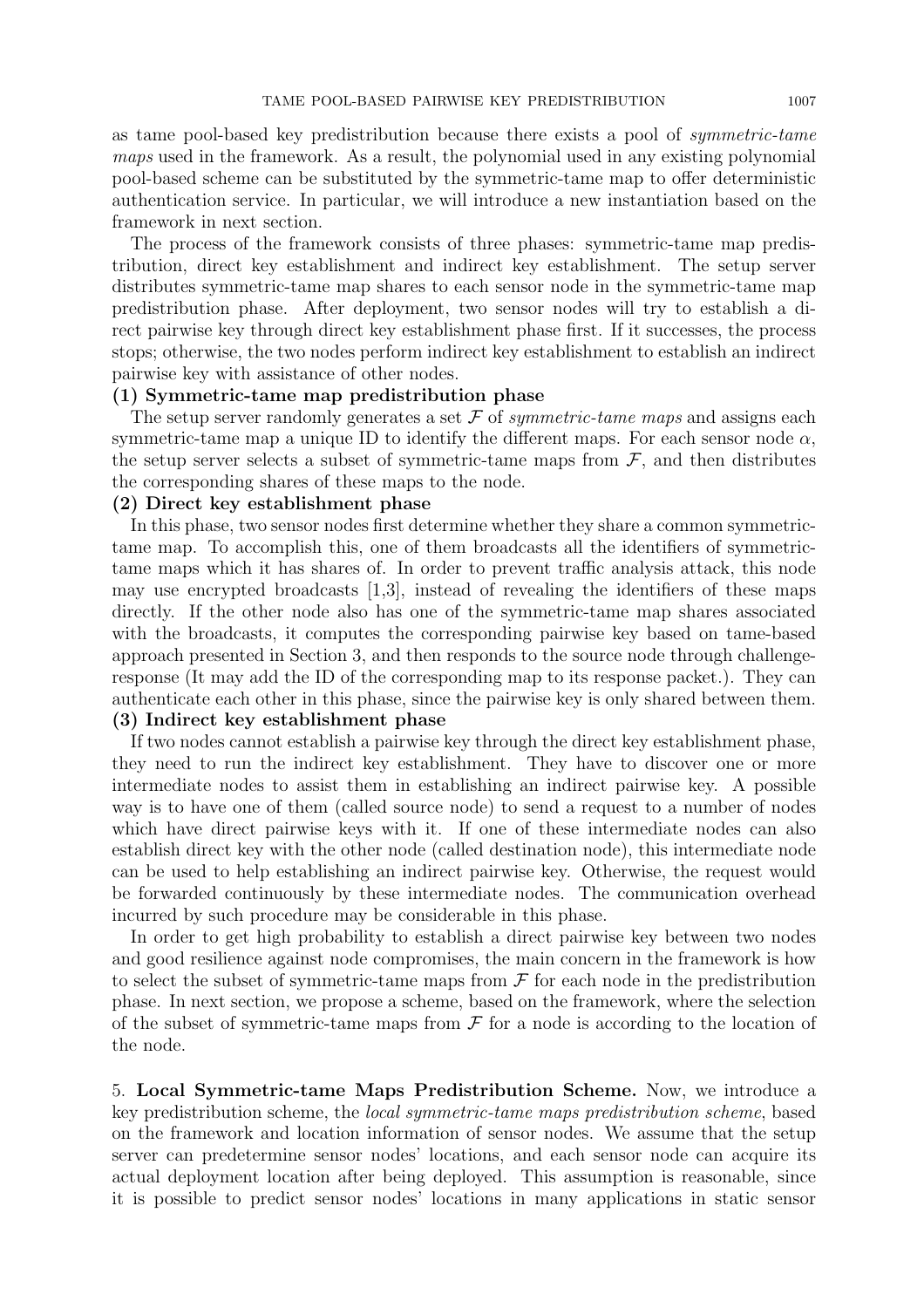as tame pool-based key predistribution because there exists a pool of *symmetric-tame maps* used in the framework. As a result, the polynomial used in any existing polynomial pool-based scheme can be substituted by the symmetric-tame map to offer deterministic authentication service. In particular, we will introduce a new instantiation based on the framework in next section.

The process of the framework consists of three phases: symmetric-tame map predistribution, direct key establishment and indirect key establishment. The setup server distributes symmetric-tame map shares to each sensor node in the symmetric-tame map predistribution phase. After deployment, two sensor nodes will try to establish a direct pairwise key through direct key establishment phase first. If it successes, the process stops; otherwise, the two nodes perform indirect key establishment to establish an indirect pairwise key with assistance of other nodes.

**(1) Symmetric-tame map predistribution phase**

The setup server randomly generates a set $\mathcal{F}$ of *symmetric-tame maps* and assigns each symmetric-tame map a unique ID to identify the different maps. For each sensor node $\alpha$, the setup server selects a subset of symmetric-tame maps from $\mathcal{F}$, and then distributes the corresponding shares of these maps to the node.

**(2) Direct key establishment phase**

In this phase, two sensor nodes first determine whether they share a common symmetric-tame map. To accomplish this, one of them broadcasts all the identifiers of symmetric-tame maps which it has shares of. In order to prevent traffic analysis attack, this node may use encrypted broadcasts [1,3], instead of revealing the identifiers of these maps directly. If the other node also has one of the symmetric-tame map shares associated with the broadcasts, it computes the corresponding pairwise key based on tame-based approach presented in Section 3, and then responds to the source node through challenge-response (It may add the ID of the corresponding map to its response packet.). They can authenticate each other in this phase, since the pairwise key is only shared between them.

**(3) Indirect key establishment phase**

If two nodes cannot establish a pairwise key through the direct key establishment phase, they need to run the indirect key establishment. They have to discover one or more intermediate nodes to assist them in establishing an indirect pairwise key. A possible way is to have one of them (called source node) to send a request to a number of nodes which have direct pairwise keys with it. If one of these intermediate nodes can also establish direct key with the other node (called destination node), this intermediate node can be used to help establishing an indirect pairwise key. Otherwise, the request would be forwarded continuously by these intermediate nodes. The communication overhead incurred by such procedure may be considerable in this phase.

In order to get high probability to establish a direct pairwise key between two nodes and good resilience against node compromises, the main concern in the framework is how to select the subset of symmetric-tame maps from $\mathcal{F}$ for each node in the predistribution phase. In next section, we propose a scheme, based on the framework, where the selection of the subset of symmetric-tame maps from $\mathcal{F}$ for a node is according to the location of the node.

## 5. Local Symmetric-tame Maps Predistribution Scheme.

Now, we introduce a key predistribution scheme, the *local symmetric-tame maps predistribution scheme*, based on the framework and location information of sensor nodes. We assume that the setup server can predetermine sensor nodes' locations, and each sensor node can acquire its actual deployment location after being deployed. This assumption is reasonable, since it is possible to predict sensor nodes' locations in many applications in static sensor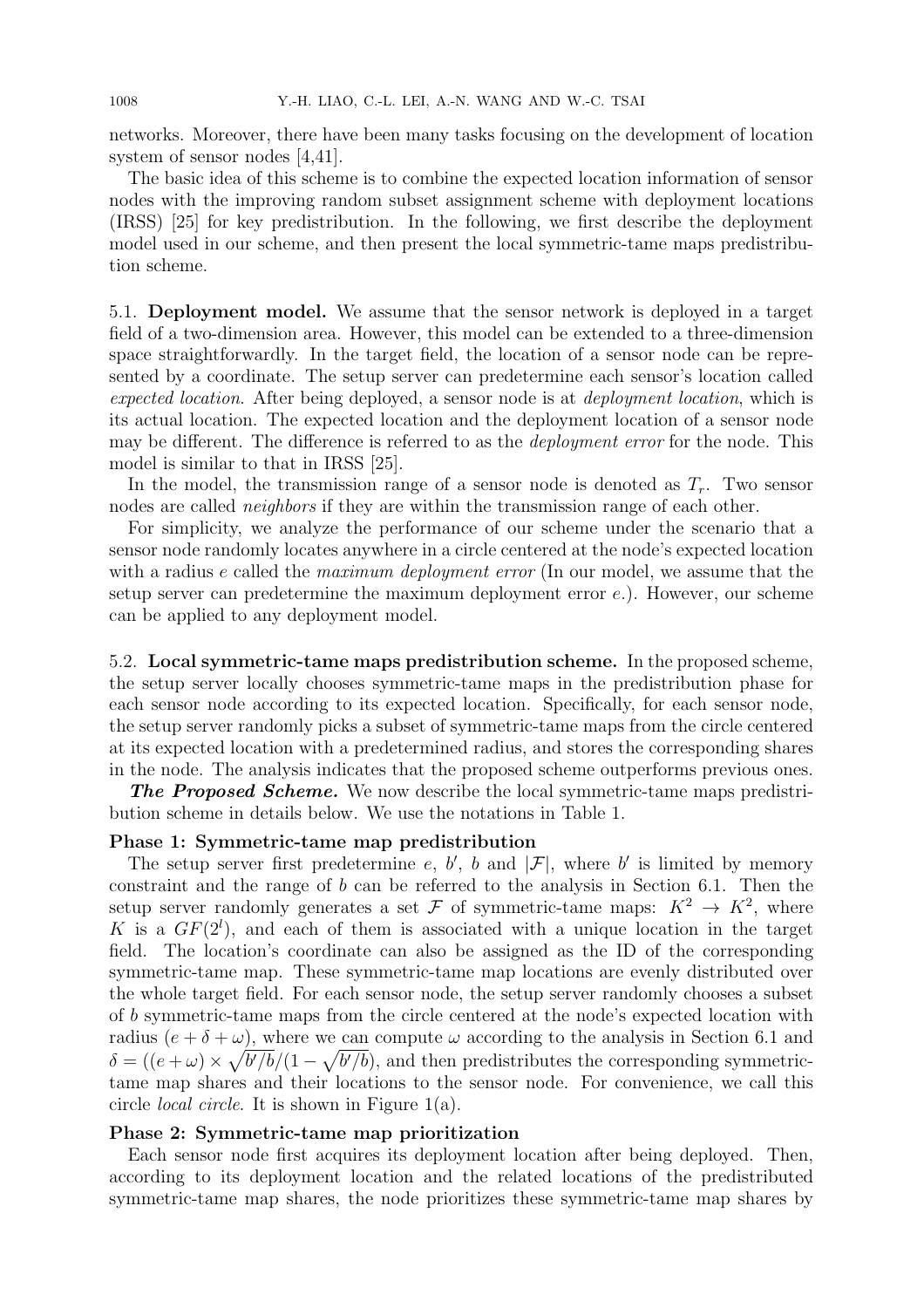networks. Moreover, there have been many tasks focusing on the development of location system of sensor nodes [4,41].

The basic idea of this scheme is to combine the expected location information of sensor nodes with the improving random subset assignment scheme with deployment locations (IRSS) [25] for key predistribution. In the following, we first describe the deployment model used in our scheme, and then present the local symmetric-tame maps predistribution scheme.

### 5.1. Deployment model.

We assume that the sensor network is deployed in a target field of a two-dimension area. However, this model can be extended to a three-dimension space straightforwardly. In the target field, the location of a sensor node can be represented by a coordinate. The setup server can predetermine each sensor's location called *expected location*. After being deployed, a sensor node is at *deployment location*, which is its actual location. The expected location and the deployment location of a sensor node may be different. The difference is referred to as the *deployment error* for the node. This model is similar to that in IRSS [25].

In the model, the transmission range of a sensor node is denoted as $T_r$. Two sensor nodes are called *neighbors* if they are within the transmission range of each other.

For simplicity, we analyze the performance of our scheme under the scenario that a sensor node randomly locates anywhere in a circle centered at the node's expected location with a radius $e$ called the *maximum deployment error* (In our model, we assume that the setup server can predetermine the maximum deployment error $e$.). However, our scheme can be applied to any deployment model.

### 5.2. Local symmetric-tame maps predistribution scheme.

In the proposed scheme, the setup server locally chooses symmetric-tame maps in the predistribution phase for each sensor node according to its expected location. Specifically, for each sensor node, the setup server randomly picks a subset of symmetric-tame maps from the circle centered at its expected location with a predetermined radius, and stores the corresponding shares in the node. The analysis indicates that the proposed scheme outperforms previous ones.

***The Proposed Scheme.*** We now describe the local symmetric-tame maps predistribution scheme in details below. We use the notations in Table 1.

**Phase 1: Symmetric-tame map predistribution**

The setup server first predetermine $e$, $b'$, $b$ and $|\mathcal{F}|$, where $b'$ is limited by memory constraint and the range of $b$ can be referred to the analysis in Section 6.1. Then the setup server randomly generates a set $\mathcal{F}$ of symmetric-tame maps: $K^2 \to K^2$, where $K$ is a $GF(2^l)$, and each of them is associated with a unique location in the target field. The location's coordinate can also be assigned as the ID of the corresponding symmetric-tame map. These symmetric-tame map locations are evenly distributed over the whole target field. For each sensor node, the setup server randomly chooses a subset of $b$ symmetric-tame maps from the circle centered at the node's expected location with radius $(e + \delta + \omega)$, where we can compute $\omega$ according to the analysis in Section 6.1 and $\delta = ((e + \omega) \times \sqrt{b'/b}/(1 - \sqrt{b'/b})$, and then predistributes the corresponding symmetric-tame map shares and their locations to the sensor node. For convenience, we call this circle *local circle*. It is shown in Figure 1(a).

**Phase 2: Symmetric-tame map prioritization**

Each sensor node first acquires its deployment location after being deployed. Then, according to its deployment location and the related locations of the predistributed symmetric-tame map shares, the node prioritizes these symmetric-tame map shares by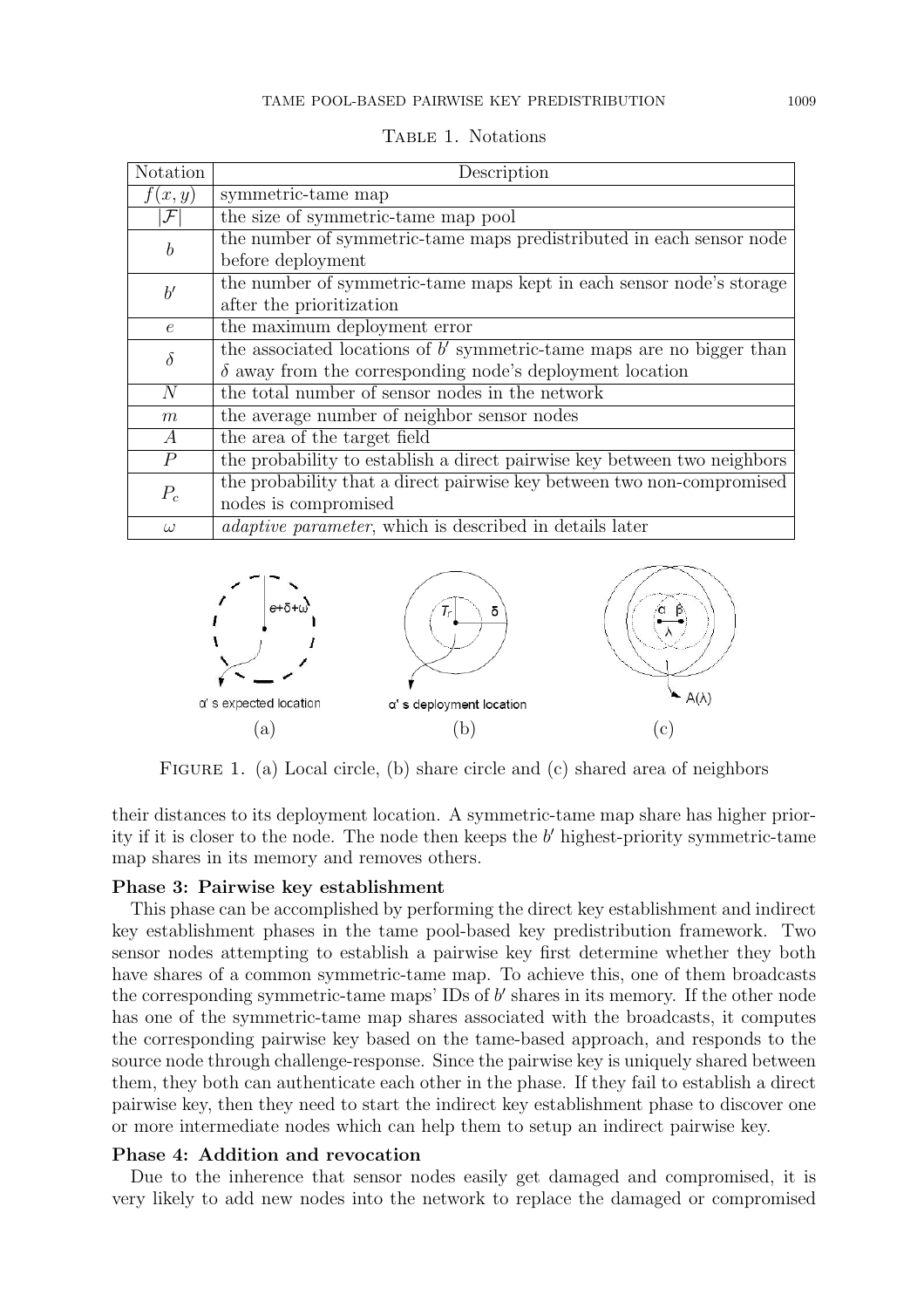Table 1. Notations

| Notation | Description |
|---|---|
| $f(x, y)$ | symmetric-tame map |
| $\|\mathcal{F}\|$ | the size of symmetric-tame map pool |
| $b$ | the number of symmetric-tame maps predistributed in each sensor node before deployment |
| $b'$ | the number of symmetric-tame maps kept in each sensor node's storage after the prioritization |
| $e$ | the maximum deployment error |
| $\delta$ | the associated locations of $b'$ symmetric-tame maps are no bigger than $\delta$ away from the corresponding node's deployment location |
| $N$ | the total number of sensor nodes in the network |
| $m$ | the average number of neighbor sensor nodes |
| $A$ | the area of the target field |
| $P$ | the probability to establish a direct pairwise key between two neighbors |
| $P_c$ | the probability that a direct pairwise key between two non-compromised nodes is compromised |
| $\omega$ | *adaptive parameter*, which is described in details later |

Figure 1. (a) Local circle, (b) share circle and (c) shared area of neighbors

their distances to its deployment location. A symmetric-tame map share has higher priority if it is closer to the node. The node then keeps the $b'$ highest-priority symmetric-tame map shares in its memory and removes others.

**Phase 3: Pairwise key establishment**

This phase can be accomplished by performing the direct key establishment and indirect key establishment phases in the tame pool-based key predistribution framework. Two sensor nodes attempting to establish a pairwise key first determine whether they both have shares of a common symmetric-tame map. To achieve this, one of them broadcasts the corresponding symmetric-tame maps' IDs of $b'$ shares in its memory. If the other node has one of the symmetric-tame map shares associated with the broadcasts, it computes the corresponding pairwise key based on the tame-based approach, and responds to the source node through challenge-response. Since the pairwise key is uniquely shared between them, they both can authenticate each other in the phase. If they fail to establish a direct pairwise key, then they need to start the indirect key establishment phase to discover one or more intermediate nodes which can help them to setup an indirect pairwise key.

**Phase 4: Addition and revocation**

Due to the inherence that sensor nodes easily get damaged and compromised, it is very likely to add new nodes into the network to replace the damaged or compromised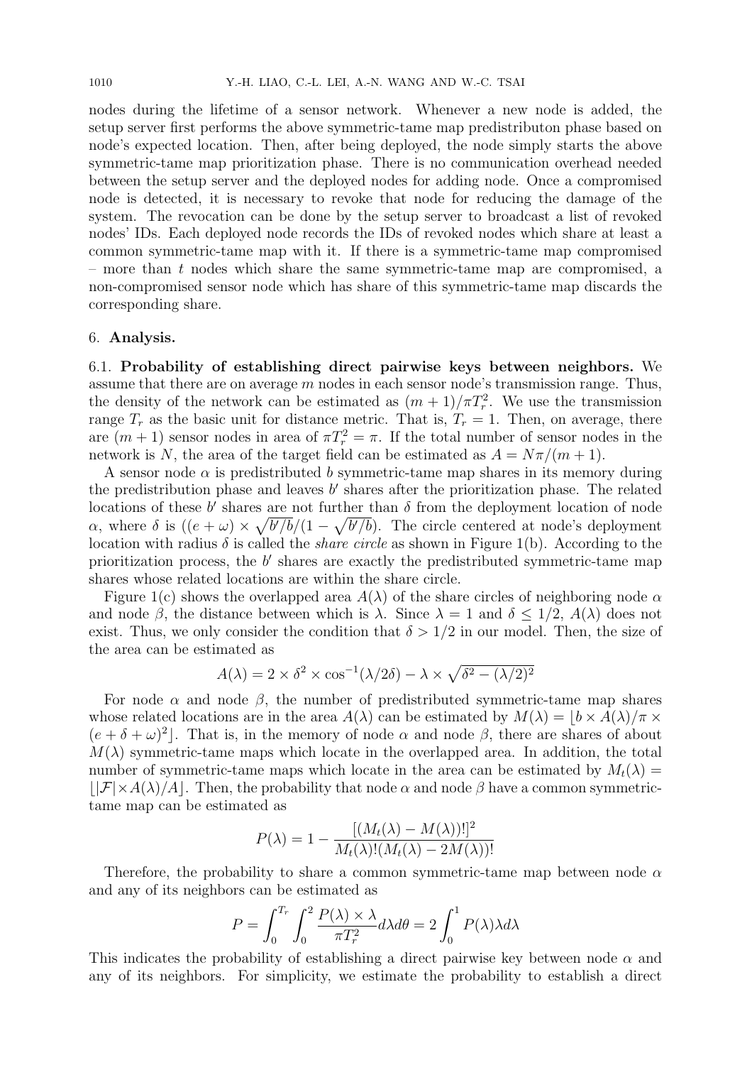nodes during the lifetime of a sensor network. Whenever a new node is added, the setup server first performs the above symmetric-tame map predistributon phase based on node's expected location. Then, after being deployed, the node simply starts the above symmetric-tame map prioritization phase. There is no communication overhead needed between the setup server and the deployed nodes for adding node. Once a compromised node is detected, it is necessary to revoke that node for reducing the damage of the system. The revocation can be done by the setup server to broadcast a list of revoked nodes' IDs. Each deployed node records the IDs of revoked nodes which share at least a common symmetric-tame map with it. If there is a symmetric-tame map compromised – more than $t$ nodes which share the same symmetric-tame map are compromised, a non-compromised sensor node which has share of this symmetric-tame map discards the corresponding share.

## 6. Analysis.

### 6.1. Probability of establishing direct pairwise keys between neighbors.

We assume that there are on average $m$ nodes in each sensor node's transmission range. Thus, the density of the network can be estimated as $(m+1)/\pi T_r^2$. We use the transmission range $T_r$ as the basic unit for distance metric. That is, $T_r = 1$. Then, on average, there are $(m+1)$ sensor nodes in area of $\pi T_r^2 = \pi$. If the total number of sensor nodes in the network is $N$, the area of the target field can be estimated as $A = N\pi/(m+1)$.

A sensor node $\alpha$ is predistributed $b$ symmetric-tame map shares in its memory during the predistribution phase and leaves $b'$ shares after the prioritization phase. The related locations of these $b'$ shares are not further than $\delta$ from the deployment location of node $\alpha$, where $\delta$ is $((e+\omega) \times \sqrt{b'/b}/(1-\sqrt{b'/b})$. The circle centered at node's deployment location with radius $\delta$ is called the *share circle* as shown in Figure 1(b). According to the prioritization process, the $b'$ shares are exactly the predistributed symmetric-tame map shares whose related locations are within the share circle.

Figure 1(c) shows the overlapped area $A(\lambda)$ of the share circles of neighboring node $\alpha$ and node $\beta$, the distance between which is $\lambda$. Since $\lambda = 1$ and $\delta \leq 1/2$, $A(\lambda)$ does not exist. Thus, we only consider the condition that $\delta > 1/2$ in our model. Then, the size of the area can be estimated as

$$A(\lambda) = 2 \times \delta^2 \times \cos^{-1}(\lambda/2\delta) - \lambda \times \sqrt{\delta^2 - (\lambda/2)^2}$$

For node $\alpha$ and node $\beta$, the number of predistributed symmetric-tame map shares whose related locations are in the area $A(\lambda)$ can be estimated by $M(\lambda) = \lfloor b \times A(\lambda)/\pi \times (e+\delta+\omega)^2 \rfloor$. That is, in the memory of node $\alpha$ and node $\beta$, there are shares of about $M(\lambda)$ symmetric-tame maps which locate in the overlapped area. In addition, the total number of symmetric-tame maps which locate in the area can be estimated by $M_t(\lambda) = \lfloor |\mathcal{F}| \times A(\lambda)/A \rfloor$. Then, the probability that node $\alpha$ and node $\beta$ have a common symmetric-tame map can be estimated as

$$P(\lambda) = 1 - \frac{[(M_t(\lambda) - M(\lambda))!]^2}{M_t(\lambda)!(M_t(\lambda) - 2M(\lambda))!}$$

Therefore, the probability to share a common symmetric-tame map between node $\alpha$ and any of its neighbors can be estimated as

$$P = \int_0^{T_r} \int_0^2 \frac{P(\lambda) \times \lambda}{\pi T_r^2} d\lambda d\theta = 2 \int_0^1 P(\lambda)\lambda d\lambda$$

This indicates the probability of establishing a direct pairwise key between node $\alpha$ and any of its neighbors. For simplicity, we estimate the probability to establish a direct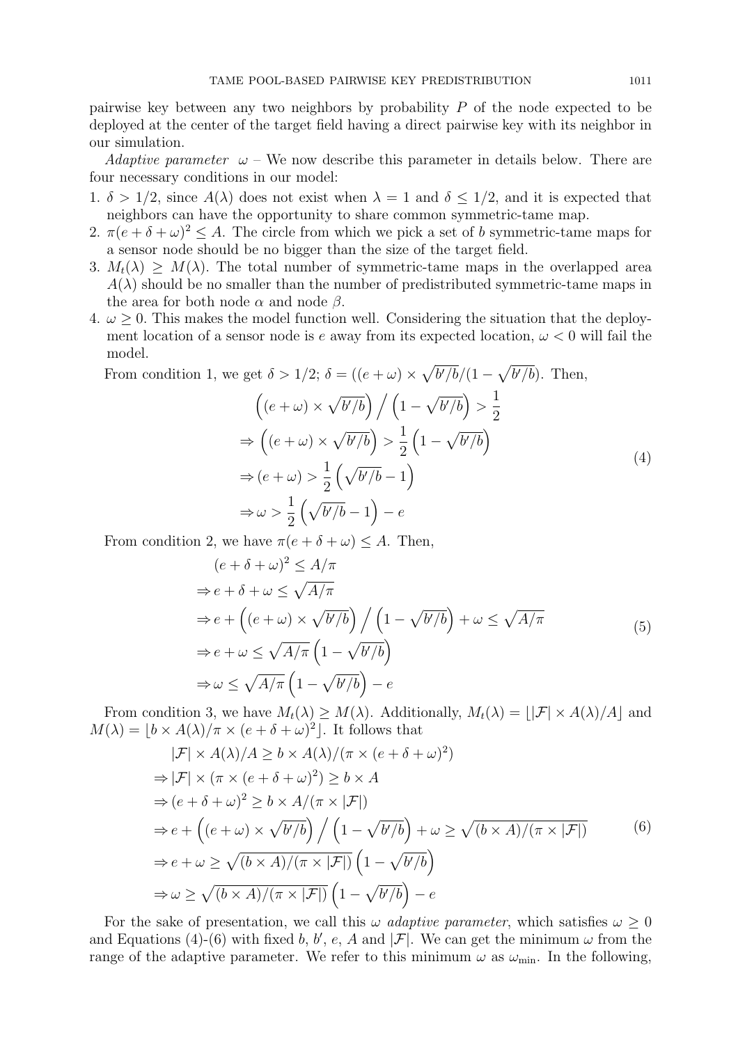pairwise key between any two neighbors by probability $P$ of the node expected to be deployed at the center of the target field having a direct pairwise key with its neighbor in our simulation.

*Adaptive parameter* $\omega$ – We now describe this parameter in details below. There are four necessary conditions in our model:

1. $\delta > 1/2$, since $A(\lambda)$ does not exist when $\lambda = 1$ and $\delta \leq 1/2$, and it is expected that neighbors can have the opportunity to share common symmetric-tame map.
2. $\pi(e + \delta + \omega)^2 \leq A$. The circle from which we pick a set of $b$ symmetric-tame maps for a sensor node should be no bigger than the size of the target field.
3. $M_t(\lambda) \geq M(\lambda)$. The total number of symmetric-tame maps in the overlapped area $A(\lambda)$ should be no smaller than the number of predistributed symmetric-tame maps in the area for both node $\alpha$ and node $\beta$.
4. $\omega \geq 0$. This makes the model function well. Considering the situation that the deployment location of a sensor node is $e$ away from its expected location, $\omega < 0$ will fail the model.

From condition 1, we get $\delta > 1/2$; $\delta = ((e + \omega) \times \sqrt{b'/b}/(1 - \sqrt{b'/b})$. Then,

$$
\begin{aligned}
&\left((e + \omega) \times \sqrt{b'/b}\right) \Big/ \left(1 - \sqrt{b'/b}\right) > \frac{1}{2} \\
&\Rightarrow \left((e + \omega) \times \sqrt{b'/b}\right) > \frac{1}{2}\left(1 - \sqrt{b'/b}\right) \\
&\Rightarrow (e + \omega) > \frac{1}{2}\left(\sqrt{b'/b} - 1\right) \\
&\Rightarrow \omega > \frac{1}{2}\left(\sqrt{b'/b} - 1\right) - e
\end{aligned}
\tag{4}
$$

From condition 2, we have $\pi(e + \delta + \omega) \leq A$. Then,

$$
\begin{aligned}
&(e + \delta + \omega)^2 \leq A/\pi \\
&\Rightarrow e + \delta + \omega \leq \sqrt{A/\pi} \\
&\Rightarrow e + \left((e + \omega) \times \sqrt{b'/b}\right) \Big/ \left(1 - \sqrt{b'/b}\right) + \omega \leq \sqrt{A/\pi} \\
&\Rightarrow e + \omega \leq \sqrt{A/\pi}\left(1 - \sqrt{b'/b}\right) \\
&\Rightarrow \omega \leq \sqrt{A/\pi}\left(1 - \sqrt{b'/b}\right) - e
\end{aligned}
\tag{5}
$$

From condition 3, we have $M_t(\lambda) \geq M(\lambda)$. Additionally, $M_t(\lambda) = \lfloor |\mathcal{F}| \times A(\lambda)/A \rfloor$ and $M(\lambda) = \lfloor b \times A(\lambda)/\pi \times (e + \delta + \omega)^2 \rfloor$. It follows that

$$
\begin{aligned}
&|\mathcal{F}| \times A(\lambda)/A \geq b \times A(\lambda)/(\pi \times (e + \delta + \omega)^2) \\
&\Rightarrow |\mathcal{F}| \times (\pi \times (e + \delta + \omega)^2) \geq b \times A \\
&\Rightarrow (e + \delta + \omega)^2 \geq b \times A/(\pi \times |\mathcal{F}|) \\
&\Rightarrow e + \left((e + \omega) \times \sqrt{b'/b}\right) \Big/ \left(1 - \sqrt{b'/b}\right) + \omega \geq \sqrt{(b \times A)/(\pi \times |\mathcal{F}|)} \\
&\Rightarrow e + \omega \geq \sqrt{(b \times A)/(\pi \times |\mathcal{F}|)}\left(1 - \sqrt{b'/b}\right) \\
&\Rightarrow \omega \geq \sqrt{(b \times A)/(\pi \times |\mathcal{F}|)}\left(1 - \sqrt{b'/b}\right) - e
\end{aligned}
\tag{6}
$$

For the sake of presentation, we call this $\omega$ *adaptive parameter*, which satisfies $\omega \geq 0$ and Equations (4)-(6) with fixed $b$, $b'$, $e$, $A$ and $|\mathcal{F}|$. We can get the minimum $\omega$ from the range of the adaptive parameter. We refer to this minimum $\omega$ as $\omega_{\min}$. In the following,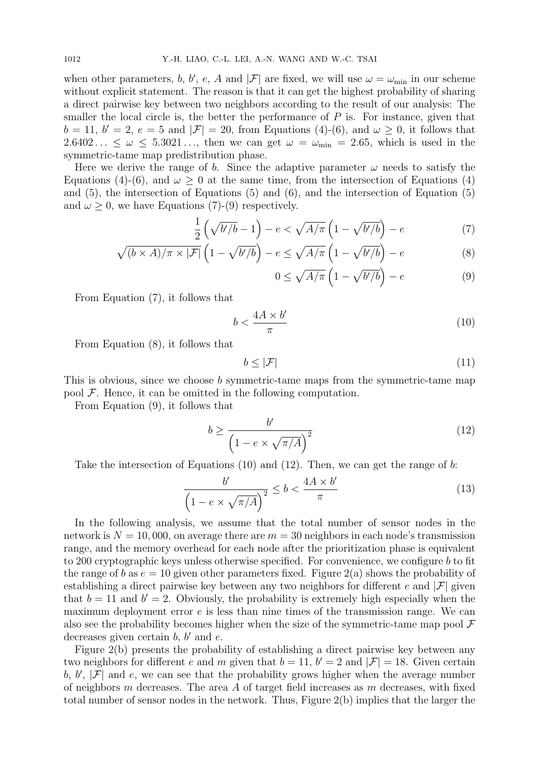when other parameters, $b$, $b'$, $e$, $A$ and $|\mathcal{F}|$ are fixed, we will use $\omega = \omega_{\min}$ in our scheme without explicit statement. The reason is that it can get the highest probability of sharing a direct pairwise key between two neighbors according to the result of our analysis: The smaller the local circle is, the better the performance of $P$ is. For instance, given that $b = 11$, $b' = 2$, $e = 5$ and $|\mathcal{F}| = 20$, from Equations (4)-(6), and $\omega \geq 0$, it follows that $2.6402\ldots \leq \omega \leq 5.3021\ldots$, then we can get $\omega = \omega_{\min} = 2.65$, which is used in the symmetric-tame map predistribution phase.

Here we derive the range of $b$. Since the adaptive parameter $\omega$ needs to satisfy the Equations (4)-(6), and $\omega \geq 0$ at the same time, from the intersection of Equations (4) and (5), the intersection of Equations (5) and (6), and the intersection of Equation (5) and $\omega \geq 0$, we have Equations (7)-(9) respectively.

$$\frac{1}{2}\left(\sqrt{b'/b} - 1\right) - e < \sqrt{A/\pi}\left(1 - \sqrt{b'/b}\right) - e \tag{7}$$

$$\sqrt{(b \times A)/\pi \times |\mathcal{F}|}\left(1 - \sqrt{b'/b}\right) - e \leq \sqrt{A/\pi}\left(1 - \sqrt{b'/b}\right) - e \tag{8}$$

$$0 \leq \sqrt{A/\pi}\left(1 - \sqrt{b'/b}\right) - e \tag{9}$$

From Equation (7), it follows that

$$b < \frac{4A \times b'}{\pi} \tag{10}$$

From Equation (8), it follows that

$$b \leq |\mathcal{F}| \tag{11}$$

This is obvious, since we choose $b$ symmetric-tame maps from the symmetric-tame map pool $\mathcal{F}$. Hence, it can be omitted in the following computation.

From Equation (9), it follows that

$$b \geq \frac{b'}{\left(1 - e \times \sqrt{\pi/A}\right)^2} \tag{12}$$

Take the intersection of Equations (10) and (12). Then, we can get the range of $b$:

$$\frac{b'}{\left(1 - e \times \sqrt{\pi/A}\right)^2} \leq b < \frac{4A \times b'}{\pi} \tag{13}$$

In the following analysis, we assume that the total number of sensor nodes in the network is $N = 10,000$, on average there are $m = 30$ neighbors in each node's transmission range, and the memory overhead for each node after the prioritization phase is equivalent to 200 cryptographic keys unless otherwise specified. For convenience, we configure $b$ to fit the range of $b$ as $e = 10$ given other parameters fixed. Figure 2(a) shows the probability of establishing a direct pairwise key between any two neighbors for different $e$ and $|\mathcal{F}|$ given that $b = 11$ and $b' = 2$. Obviously, the probability is extremely high especially when the maximum deployment error $e$ is less than nine times of the transmission range. We can also see the probability becomes higher when the size of the symmetric-tame map pool $\mathcal{F}$ decreases given certain $b$, $b'$ and $e$.

Figure 2(b) presents the probability of establishing a direct pairwise key between any two neighbors for different $e$ and $m$ given that $b = 11$, $b' = 2$ and $|\mathcal{F}| = 18$. Given certain $b$, $b'$, $|\mathcal{F}|$ and $e$, we can see that the probability grows higher when the average number of neighbors $m$ decreases. The area $A$ of target field increases as $m$ decreases, with fixed total number of sensor nodes in the network. Thus, Figure 2(b) implies that the larger the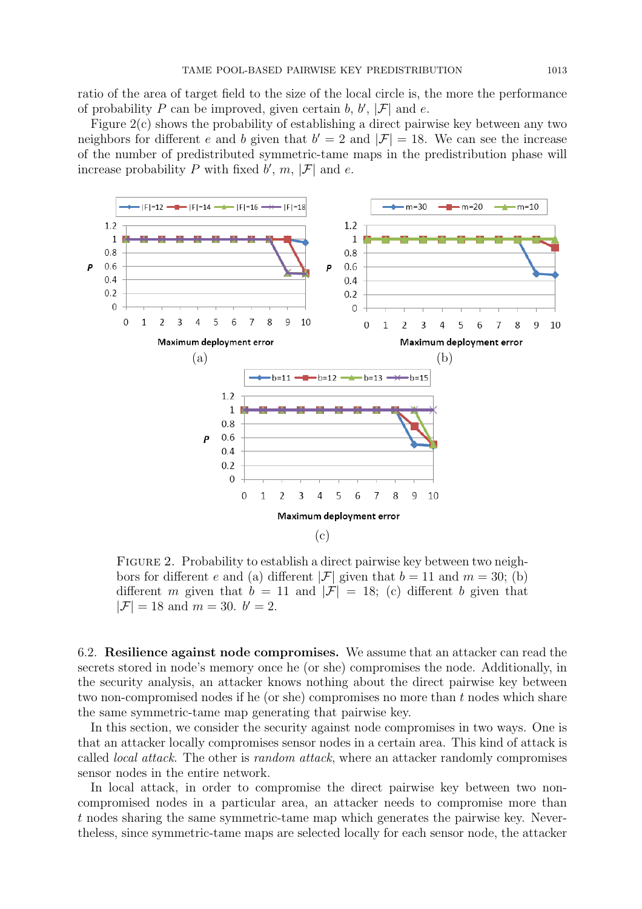ratio of the area of target field to the size of the local circle is, the more the performance of probability $P$ can be improved, given certain $b$, $b'$, $|\mathcal{F}|$ and $e$.

Figure 2(c) shows the probability of establishing a direct pairwise key between any two neighbors for different $e$ and $b$ given that $b' = 2$ and $|\mathcal{F}| = 18$. We can see the increase of the number of predistributed symmetric-tame maps in the predistribution phase will increase probability $P$ with fixed $b'$, $m$, $|\mathcal{F}|$ and $e$.

FIGURE 2. Probability to establish a direct pairwise key between two neighbors for different $e$ and (a) different $|\mathcal{F}|$ given that $b = 11$ and $m = 30$; (b) different $m$ given that $b = 11$ and $|\mathcal{F}| = 18$; (c) different $b$ given that $|\mathcal{F}| = 18$ and $m = 30$. $b' = 2$.

6.2. **Resilience against node compromises.** We assume that an attacker can read the secrets stored in node's memory once he (or she) compromises the node. Additionally, in the security analysis, an attacker knows nothing about the direct pairwise key between two non-compromised nodes if he (or she) compromises no more than $t$ nodes which share the same symmetric-tame map generating that pairwise key.

In this section, we consider the security against node compromises in two ways. One is that an attacker locally compromises sensor nodes in a certain area. This kind of attack is called *local attack*. The other is *random attack*, where an attacker randomly compromises sensor nodes in the entire network.

In local attack, in order to compromise the direct pairwise key between two non-compromised nodes in a particular area, an attacker needs to compromise more than $t$ nodes sharing the same symmetric-tame map which generates the pairwise key. Nevertheless, since symmetric-tame maps are selected locally for each sensor node, the attacker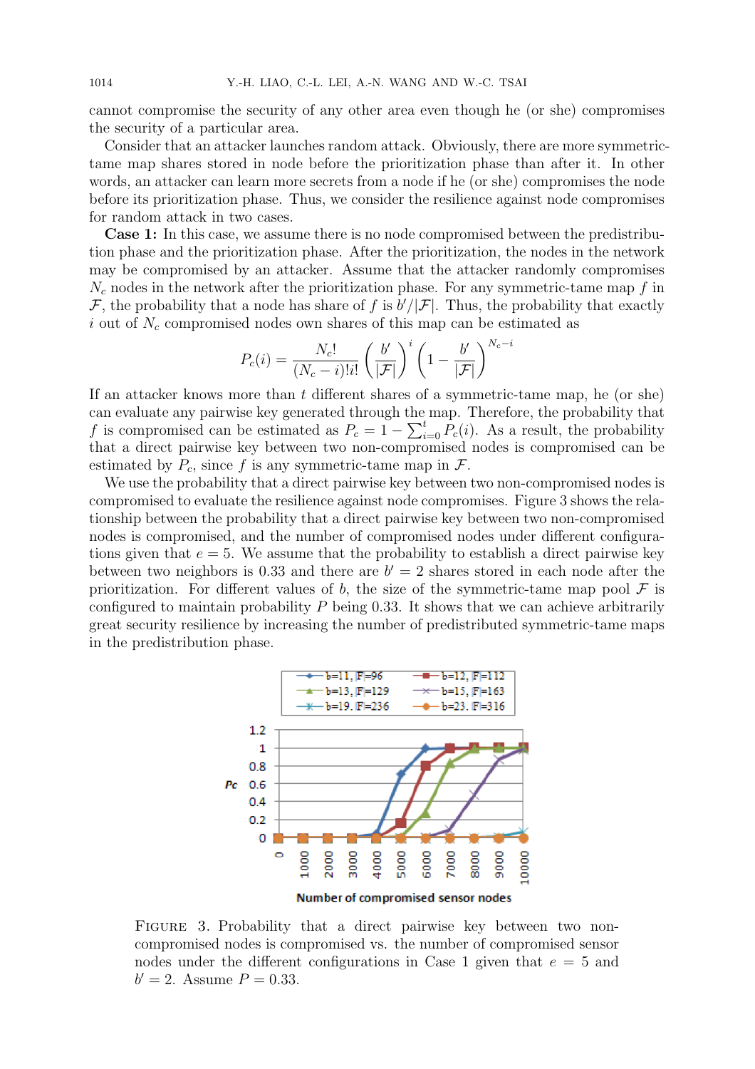cannot compromise the security of any other area even though he (or she) compromises the security of a particular area.

Consider that an attacker launches random attack. Obviously, there are more symmetric-tame map shares stored in node before the prioritization phase than after it. In other words, an attacker can learn more secrets from a node if he (or she) compromises the node before its prioritization phase. Thus, we consider the resilience against node compromises for random attack in two cases.

**Case 1:** In this case, we assume there is no node compromised between the predistribution phase and the prioritization phase. After the prioritization, the nodes in the network may be compromised by an attacker. Assume that the attacker randomly compromises $N_c$ nodes in the network after the prioritization phase. For any symmetric-tame map $f$ in $\mathcal{F}$, the probability that a node has share of $f$ is $b'/|\mathcal{F}|$. Thus, the probability that exactly $i$ out of $N_c$ compromised nodes own shares of this map can be estimated as

$$P_c(i) = \frac{N_c!}{(N_c - i)!i!}\left(\frac{b'}{|\mathcal{F}|}\right)^i \left(1 - \frac{b'}{|\mathcal{F}|}\right)^{N_c - i}$$

If an attacker knows more than $t$ different shares of a symmetric-tame map, he (or she) can evaluate any pairwise key generated through the map. Therefore, the probability that $f$ is compromised can be estimated as $P_c = 1 - \sum_{i=0}^{t} P_c(i)$. As a result, the probability that a direct pairwise key between two non-compromised nodes is compromised can be estimated by $P_c$, since $f$ is any symmetric-tame map in $\mathcal{F}$.

We use the probability that a direct pairwise key between two non-compromised nodes is compromised to evaluate the resilience against node compromises. Figure 3 shows the relationship between the probability that a direct pairwise key between two non-compromised nodes is compromised, and the number of compromised nodes under different configurations given that $e = 5$. We assume that the probability to establish a direct pairwise key between two neighbors is 0.33 and there are $b' = 2$ shares stored in each node after the prioritization. For different values of $b$, the size of the symmetric-tame map pool $\mathcal{F}$ is configured to maintain probability $P$ being 0.33. It shows that we can achieve arbitrarily great security resilience by increasing the number of predistributed symmetric-tame maps in the predistribution phase.

Figure 3. Probability that a direct pairwise key between two non-compromised nodes is compromised vs. the number of compromised sensor nodes under the different configurations in Case 1 given that $e = 5$ and $b' = 2$. Assume $P = 0.33$.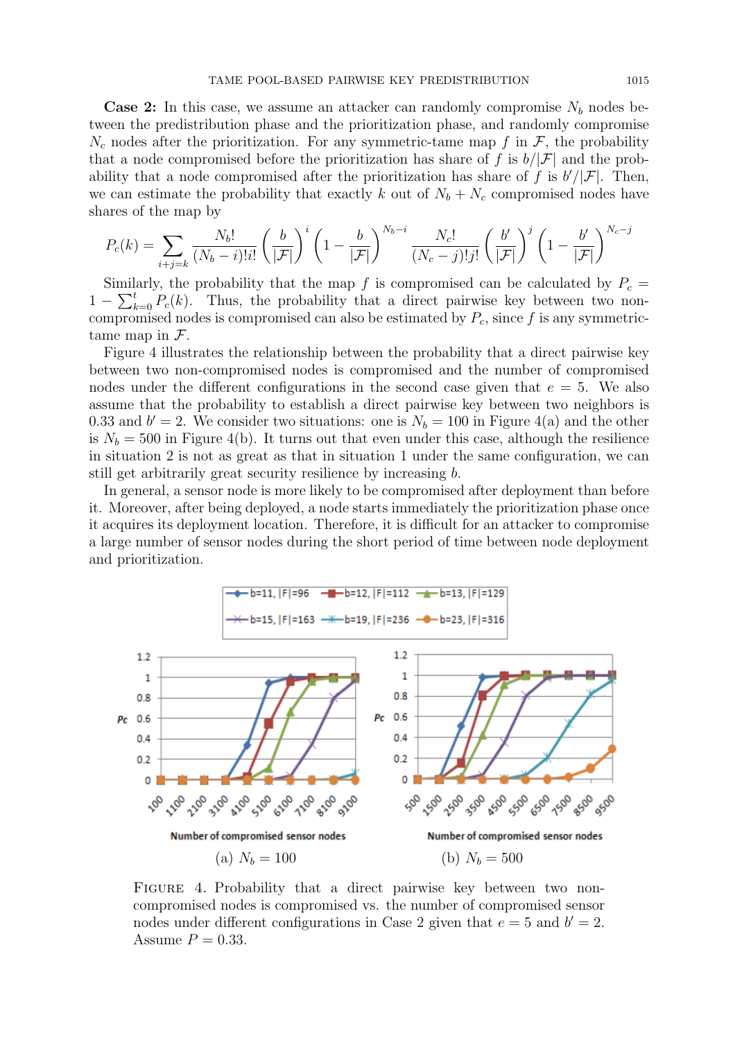**Case 2:** In this case, we assume an attacker can randomly compromise $N_b$ nodes between the predistribution phase and the prioritization phase, and randomly compromise $N_c$ nodes after the prioritization. For any symmetric-tame map $f$ in $\mathcal{F}$, the probability that a node compromised before the prioritization has share of $f$ is $b/|\mathcal{F}|$ and the probability that a node compromised after the prioritization has share of $f$ is $b'/|\mathcal{F}|$. Then, we can estimate the probability that exactly $k$ out of $N_b + N_c$ compromised nodes have shares of the map by

$$P_c(k) = \sum_{i+j=k} \frac{N_b!}{(N_b - i)!i!} \left(\frac{b}{|\mathcal{F}|}\right)^i \left(1 - \frac{b}{|\mathcal{F}|}\right)^{N_b - i} \frac{N_c!}{(N_c - j)!j!} \left(\frac{b'}{|\mathcal{F}|}\right)^j \left(1 - \frac{b'}{|\mathcal{F}|}\right)^{N_c - j}$$

Similarly, the probability that the map $f$ is compromised can be calculated by $P_c = 1 - \sum_{k=0}^{t} P_c(k)$. Thus, the probability that a direct pairwise key between two non-compromised nodes is compromised can also be estimated by $P_c$, since $f$ is any symmetric-tame map in $\mathcal{F}$.

Figure 4 illustrates the relationship between the probability that a direct pairwise key between two non-compromised nodes is compromised and the number of compromised nodes under the different configurations in the second case given that $e = 5$. We also assume that the probability to establish a direct pairwise key between two neighbors is 0.33 and $b' = 2$. We consider two situations: one is $N_b = 100$ in Figure 4(a) and the other is $N_b = 500$ in Figure 4(b). It turns out that even under this case, although the resilience in situation 2 is not as great as that in situation 1 under the same configuration, we can still get arbitrarily great security resilience by increasing $b$.

In general, a sensor node is more likely to be compromised after deployment than before it. Moreover, after being deployed, a node starts immediately the prioritization phase once it acquires its deployment location. Therefore, it is difficult for an attacker to compromise a large number of sensor nodes during the short period of time between node deployment and prioritization.

(a) $N_b = 100$ (b) $N_b = 500$

FIGURE 4. Probability that a direct pairwise key between two non-compromised nodes is compromised vs. the number of compromised sensor nodes under different configurations in Case 2 given that $e = 5$ and $b' = 2$. Assume $P = 0.33$.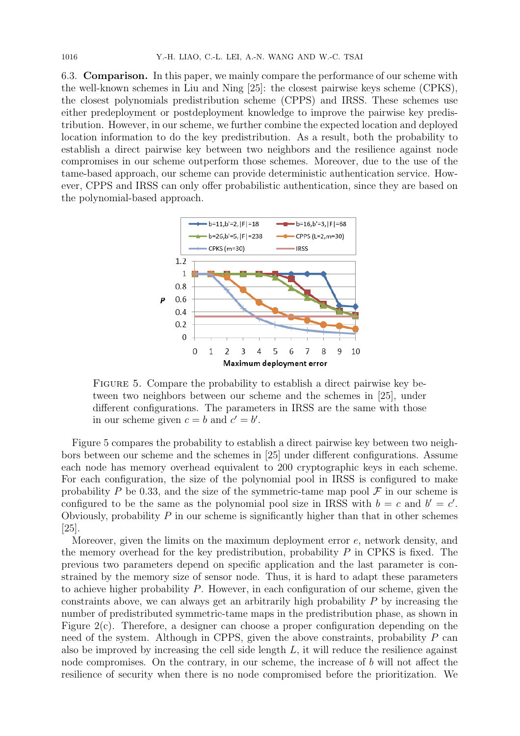6.3. **Comparison.** In this paper, we mainly compare the performance of our scheme with the well-known schemes in Liu and Ning [25]: the closest pairwise keys scheme (CPKS), the closest polynomials predistribution scheme (CPPS) and IRSS. These schemes use either predeployment or postdeployment knowledge to improve the pairwise key predistribution. However, in our scheme, we further combine the expected location and deployed location information to do the key predistribution. As a result, both the probability to establish a direct pairwise key between two neighbors and the resilience against node compromises in our scheme outperform those schemes. Moreover, due to the use of the tame-based approach, our scheme can provide deterministic authentication service. However, CPPS and IRSS can only offer probabilistic authentication, since they are based on the polynomial-based approach.

FIGURE 5. Compare the probability to establish a direct pairwise key between two neighbors between our scheme and the schemes in [25], under different configurations. The parameters in IRSS are the same with those in our scheme given $c = b$ and $c' = b'$.

Figure 5 compares the probability to establish a direct pairwise key between two neighbors between our scheme and the schemes in [25] under different configurations. Assume each node has memory overhead equivalent to 200 cryptographic keys in each scheme. For each configuration, the size of the polynomial pool in IRSS is configured to make probability $P$ be 0.33, and the size of the symmetric-tame map pool $\mathcal{F}$ in our scheme is configured to be the same as the polynomial pool size in IRSS with $b = c$ and $b' = c'$. Obviously, probability $P$ in our scheme is significantly higher than that in other schemes [25].

Moreover, given the limits on the maximum deployment error $e$, network density, and the memory overhead for the key predistribution, probability $P$ in CPKS is fixed. The previous two parameters depend on specific application and the last parameter is constrained by the memory size of sensor node. Thus, it is hard to adapt these parameters to achieve higher probability $P$. However, in each configuration of our scheme, given the constraints above, we can always get an arbitrarily high probability $P$ by increasing the number of predistributed symmetric-tame maps in the predistribution phase, as shown in Figure 2(c). Therefore, a designer can choose a proper configuration depending on the need of the system. Although in CPPS, given the above constraints, probability $P$ can also be improved by increasing the cell side length $L$, it will reduce the resilience against node compromises. On the contrary, in our scheme, the increase of $b$ will not affect the resilience of security when there is no node compromised before the prioritization. We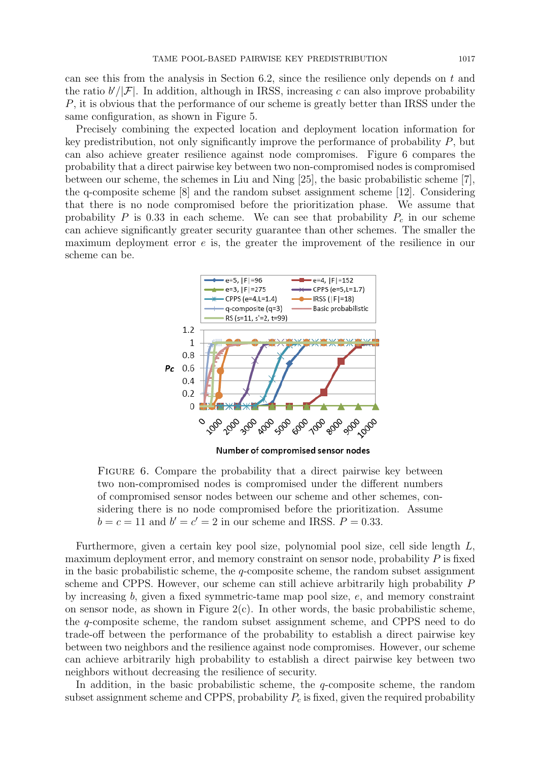can see this from the analysis in Section 6.2, since the resilience only depends on $t$ and the ratio $b'/|\mathcal{F}|$. In addition, although in IRSS, increasing $c$ can also improve probability $P$, it is obvious that the performance of our scheme is greatly better than IRSS under the same configuration, as shown in Figure 5.

Precisely combining the expected location and deployment location information for key predistribution, not only significantly improve the performance of probability $P$, but can also achieve greater resilience against node compromises. Figure 6 compares the probability that a direct pairwise key between two non-compromised nodes is compromised between our scheme, the schemes in Liu and Ning [25], the basic probabilistic scheme [7], the q-composite scheme [8] and the random subset assignment scheme [12]. Considering that there is no node compromised before the prioritization phase. We assume that probability $P$ is 0.33 in each scheme. We can see that probability $P_c$ in our scheme can achieve significantly greater security guarantee than other schemes. The smaller the maximum deployment error $e$ is, the greater the improvement of the resilience in our scheme can be.

Figure 6. Compare the probability that a direct pairwise key between two non-compromised nodes is compromised under the different numbers of compromised sensor nodes between our scheme and other schemes, considering there is no node compromised before the prioritization. Assume $b = c = 11$ and $b' = c' = 2$ in our scheme and IRSS. $P = 0.33$.

Furthermore, given a certain key pool size, polynomial pool size, cell side length $L$, maximum deployment error, and memory constraint on sensor node, probability $P$ is fixed in the basic probabilistic scheme, the $q$-composite scheme, the random subset assignment scheme and CPPS. However, our scheme can still achieve arbitrarily high probability $P$ by increasing $b$, given a fixed symmetric-tame map pool size, $e$, and memory constraint on sensor node, as shown in Figure 2(c). In other words, the basic probabilistic scheme, the $q$-composite scheme, the random subset assignment scheme, and CPPS need to do trade-off between the performance of the probability to establish a direct pairwise key between two neighbors and the resilience against node compromises. However, our scheme can achieve arbitrarily high probability to establish a direct pairwise key between two neighbors without decreasing the resilience of security.

In addition, in the basic probabilistic scheme, the $q$-composite scheme, the random subset assignment scheme and CPPS, probability $P_c$ is fixed, given the required probability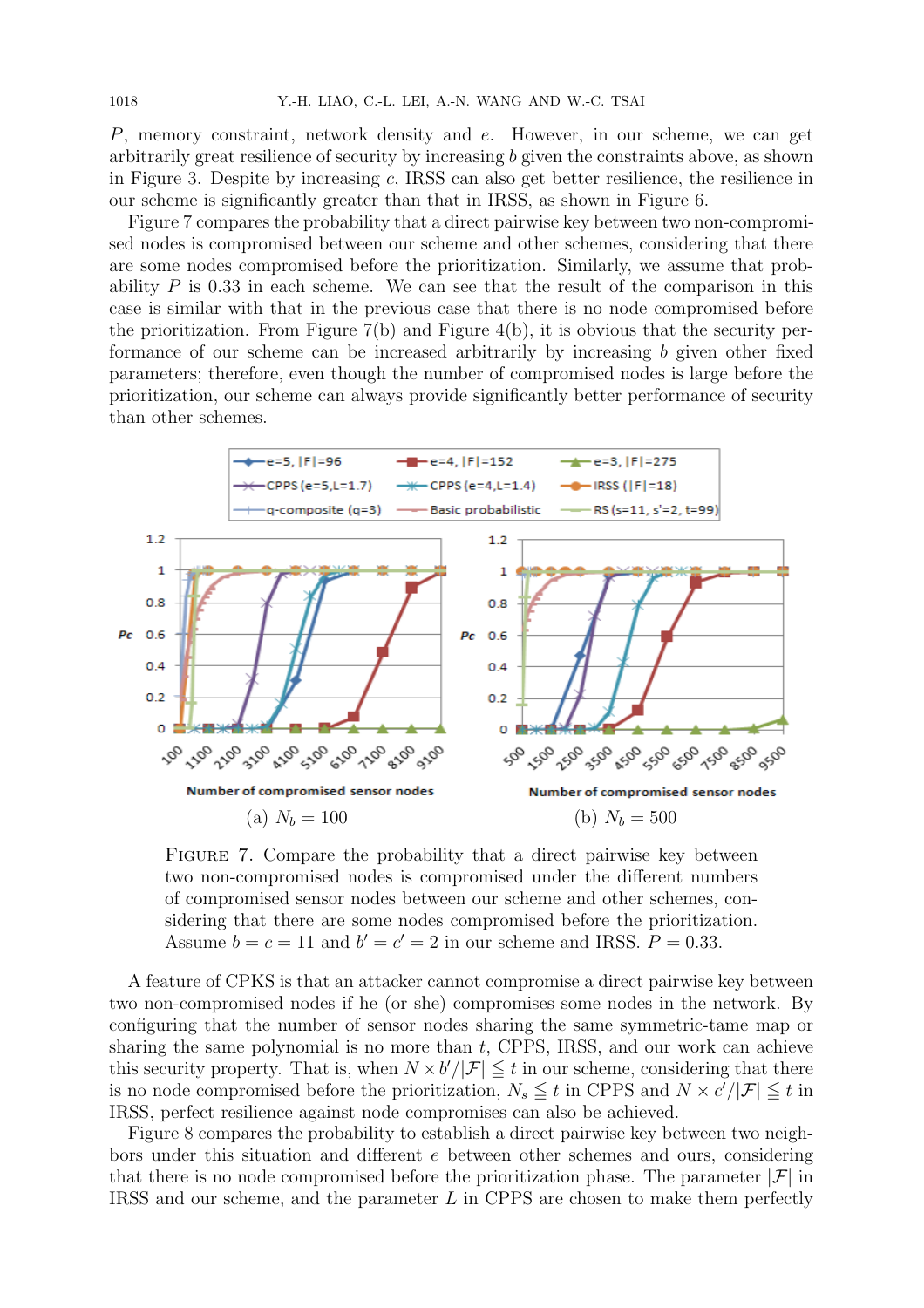$P$, memory constraint, network density and $e$. However, in our scheme, we can get arbitrarily great resilience of security by increasing $b$ given the constraints above, as shown in Figure 3. Despite by increasing $c$, IRSS can also get better resilience, the resilience in our scheme is significantly greater than that in IRSS, as shown in Figure 6.

Figure 7 compares the probability that a direct pairwise key between two non-compromised nodes is compromised between our scheme and other schemes, considering that there are some nodes compromised before the prioritization. Similarly, we assume that probability $P$ is 0.33 in each scheme. We can see that the result of the comparison in this case is similar with that in the previous case that there is no node compromised before the prioritization. From Figure 7(b) and Figure 4(b), it is obvious that the security performance of our scheme can be increased arbitrarily by increasing $b$ given other fixed parameters; therefore, even though the number of compromised nodes is large before the prioritization, our scheme can always provide significantly better performance of security than other schemes.

(a) $N_b = 100$ (b) $N_b = 500$

FIGURE 7. Compare the probability that a direct pairwise key between two non-compromised nodes is compromised under the different numbers of compromised sensor nodes between our scheme and other schemes, considering that there are some nodes compromised before the prioritization. Assume $b = c = 11$ and $b' = c' = 2$ in our scheme and IRSS. $P = 0.33$.

A feature of CPKS is that an attacker cannot compromise a direct pairwise key between two non-compromised nodes if he (or she) compromises some nodes in the network. By configuring that the number of sensor nodes sharing the same symmetric-tame map or sharing the same polynomial is no more than $t$, CPPS, IRSS, and our work can achieve this security property. That is, when $N \times b'/|\mathcal{F}| \leqq t$ in our scheme, considering that there is no node compromised before the prioritization, $N_s \leqq t$ in CPPS and $N \times c'/|\mathcal{F}| \leqq t$ in IRSS, perfect resilience against node compromises can also be achieved.

Figure 8 compares the probability to establish a direct pairwise key between two neighbors under this situation and different $e$ between other schemes and ours, considering that there is no node compromised before the prioritization phase. The parameter $|\mathcal{F}|$ in IRSS and our scheme, and the parameter $L$ in CPPS are chosen to make them perfectly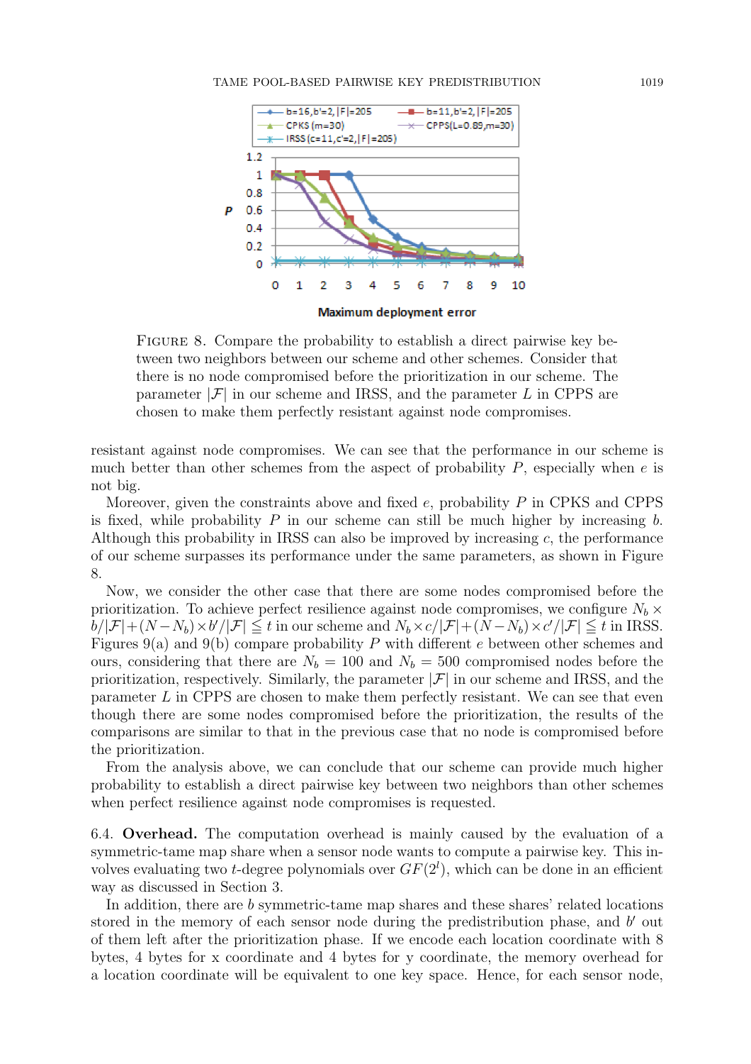**Figure 8.** Compare the probability to establish a direct pairwise key between two neighbors between our scheme and other schemes. Consider that there is no node compromised before the prioritization in our scheme. The parameter $|\mathcal{F}|$ in our scheme and IRSS, and the parameter $L$ in CPPS are chosen to make them perfectly resistant against node compromises.

resistant against node compromises. We can see that the performance in our scheme is much better than other schemes from the aspect of probability $P$, especially when $e$ is not big.

Moreover, given the constraints above and fixed $e$, probability $P$ in CPKS and CPPS is fixed, while probability $P$ in our scheme can still be much higher by increasing $b$. Although this probability in IRSS can also be improved by increasing $c$, the performance of our scheme surpasses its performance under the same parameters, as shown in Figure 8.

Now, we consider the other case that there are some nodes compromised before the prioritization. To achieve perfect resilience against node compromises, we configure $N_b \times b/|\mathcal{F}| + (N - N_b) \times b'/|\mathcal{F}| \leqq t$ in our scheme and $N_b \times c/|\mathcal{F}| + (N - N_b) \times c'/|\mathcal{F}| \leqq t$ in IRSS. Figures 9(a) and 9(b) compare probability $P$ with different $e$ between other schemes and ours, considering that there are $N_b = 100$ and $N_b = 500$ compromised nodes before the prioritization, respectively. Similarly, the parameter $|\mathcal{F}|$ in our scheme and IRSS, and the parameter $L$ in CPPS are chosen to make them perfectly resistant. We can see that even though there are some nodes compromised before the prioritization, the results of the comparisons are similar to that in the previous case that no node is compromised before the prioritization.

From the analysis above, we can conclude that our scheme can provide much higher probability to establish a direct pairwise key between two neighbors than other schemes when perfect resilience against node compromises is requested.

**6.4. Overhead.** The computation overhead is mainly caused by the evaluation of a symmetric-tame map share when a sensor node wants to compute a pairwise key. This involves evaluating two $t$-degree polynomials over $GF(2^l)$, which can be done in an efficient way as discussed in Section 3.

In addition, there are $b$ symmetric-tame map shares and these shares' related locations stored in the memory of each sensor node during the predistribution phase, and $b'$ out of them left after the prioritization phase. If we encode each location coordinate with 8 bytes, 4 bytes for x coordinate and 4 bytes for y coordinate, the memory overhead for a location coordinate will be equivalent to one key space. Hence, for each sensor node,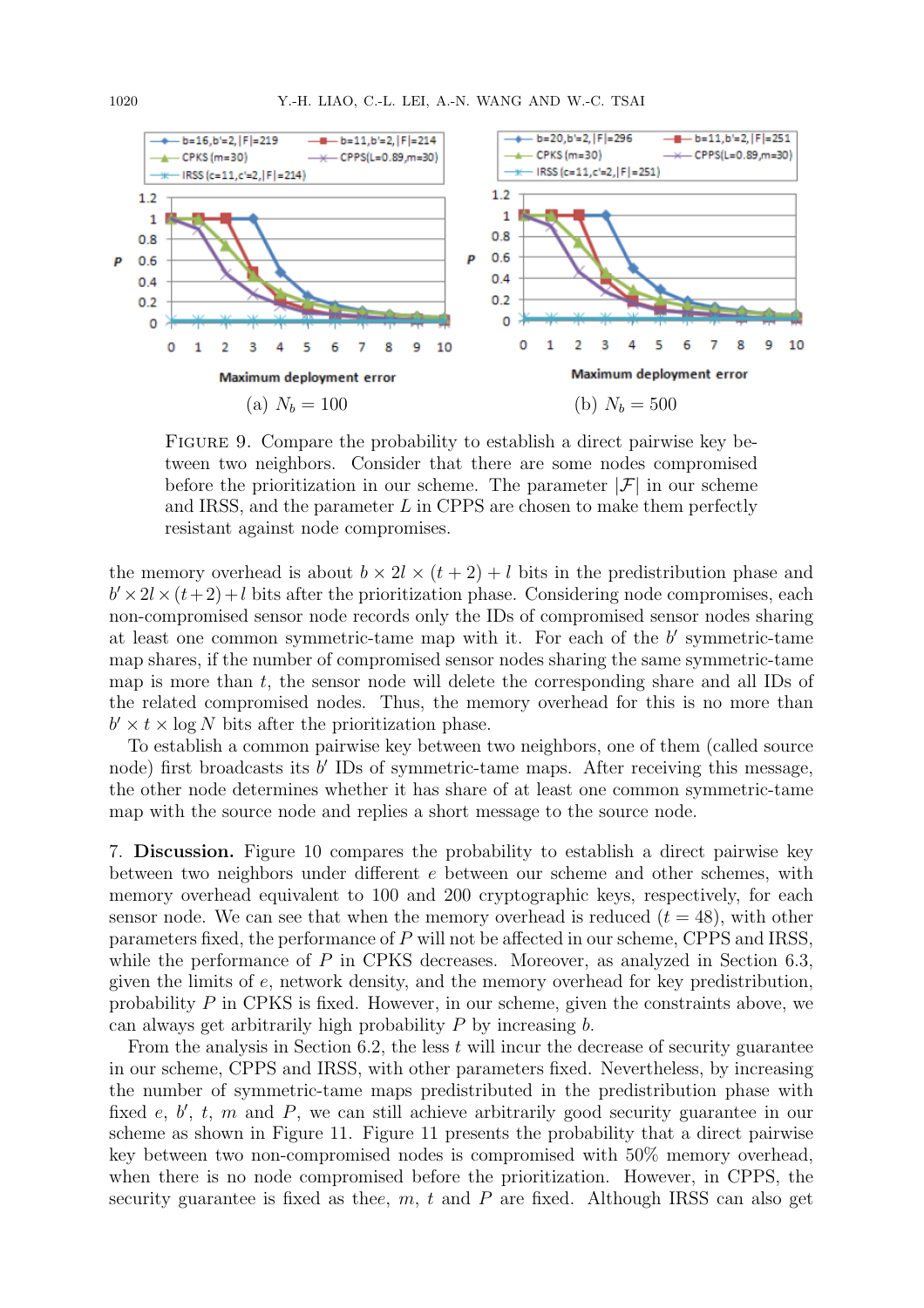(a) $N_b = 100$ (b) $N_b = 500$

FIGURE 9. Compare the probability to establish a direct pairwise key between two neighbors. Consider that there are some nodes compromised before the prioritization in our scheme. The parameter $|\mathcal{F}|$ in our scheme and IRSS, and the parameter $L$ in CPPS are chosen to make them perfectly resistant against node compromises.

the memory overhead is about $b \times 2l \times (t + 2) + l$ bits in the predistribution phase and $b' \times 2l \times (t+2)+l$ bits after the prioritization phase. Considering node compromises, each non-compromised sensor node records only the IDs of compromised sensor nodes sharing at least one common symmetric-tame map with it. For each of the $b'$ symmetric-tame map shares, if the number of compromised sensor nodes sharing the same symmetric-tame map is more than $t$, the sensor node will delete the corresponding share and all IDs of the related compromised nodes. Thus, the memory overhead for this is no more than $b' \times t \times \log N$ bits after the prioritization phase.

To establish a common pairwise key between two neighbors, one of them (called source node) first broadcasts its $b'$ IDs of symmetric-tame maps. After receiving this message, the other node determines whether it has share of at least one common symmetric-tame map with the source node and replies a short message to the source node.

## 7. Discussion.

Figure 10 compares the probability to establish a direct pairwise key between two neighbors under different $e$ between our scheme and other schemes, with memory overhead equivalent to 100 and 200 cryptographic keys, respectively, for each sensor node. We can see that when the memory overhead is reduced ($t = 48$), with other parameters fixed, the performance of $P$ will not be affected in our scheme, CPPS and IRSS, while the performance of $P$ in CPKS decreases. Moreover, as analyzed in Section 6.3, given the limits of $e$, network density, and the memory overhead for key predistribution, probability $P$ in CPKS is fixed. However, in our scheme, given the constraints above, we can always get arbitrarily high probability $P$ by increasing $b$.

From the analysis in Section 6.2, the less $t$ will incur the decrease of security guarantee in our scheme, CPPS and IRSS, with other parameters fixed. Nevertheless, by increasing the number of symmetric-tame maps predistributed in the predistribution phase with fixed $e$, $b'$, $t$, $m$ and $P$, we can still achieve arbitrarily good security guarantee in our scheme as shown in Figure 11. Figure 11 presents the probability that a direct pairwise key between two non-compromised nodes is compromised with 50% memory overhead, when there is no node compromised before the prioritization. However, in CPPS, the security guarantee is fixed as thee, $m$, $t$ and $P$ are fixed. Although IRSS can also get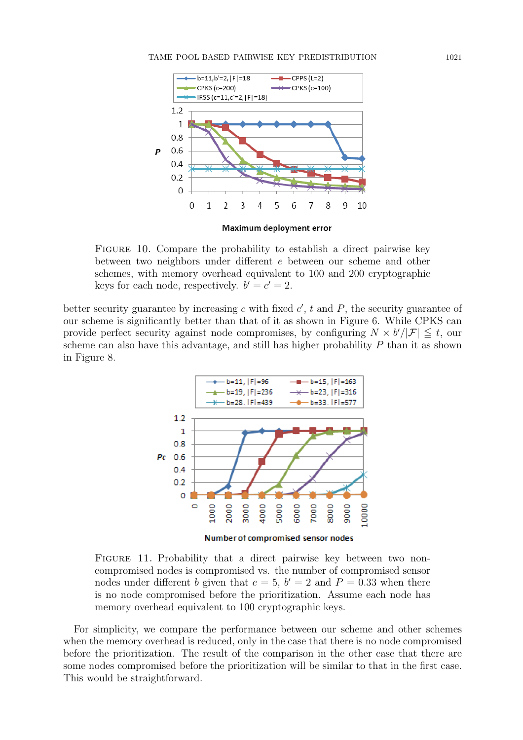FIGURE 10. Compare the probability to establish a direct pairwise key between two neighbors under different $e$ between our scheme and other schemes, with memory overhead equivalent to 100 and 200 cryptographic keys for each node, respectively. $b' = c' = 2$.

better security guarantee by increasing $c$ with fixed $c'$, $t$ and $P$, the security guarantee of our scheme is significantly better than that of it as shown in Figure 6. While CPKS can provide perfect security against node compromises, by configuring $N \times b'/|\mathcal{F}| \leqq t$, our scheme can also have this advantage, and still has higher probability $P$ than it as shown in Figure 8.

FIGURE 11. Probability that a direct pairwise key between two non-compromised nodes is compromised vs. the number of compromised sensor nodes under different $b$ given that $e = 5$, $b' = 2$ and $P = 0.33$ when there is no node compromised before the prioritization. Assume each node has memory overhead equivalent to 100 cryptographic keys.

For simplicity, we compare the performance between our scheme and other schemes when the memory overhead is reduced, only in the case that there is no node compromised before the prioritization. The result of the comparison in the other case that there are some nodes compromised before the prioritization will be similar to that in the first case. This would be straightforward.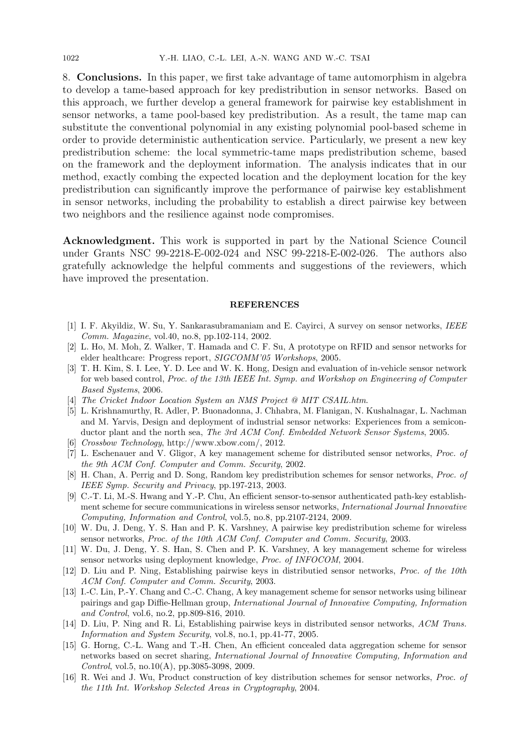## 8. Conclusions.

In this paper, we first take advantage of tame automorphism in algebra to develop a tame-based approach for key predistribution in sensor networks. Based on this approach, we further develop a general framework for pairwise key establishment in sensor networks, a tame pool-based key predistribution. As a result, the tame map can substitute the conventional polynomial in any existing polynomial pool-based scheme in order to provide deterministic authentication service. Particularly, we present a new key predistribution scheme: the local symmetric-tame maps predistribution scheme, based on the framework and the deployment information. The analysis indicates that in our method, exactly combing the expected location and the deployment location for the key predistribution can significantly improve the performance of pairwise key establishment in sensor networks, including the probability to establish a direct pairwise key between two neighbors and the resilience against node compromises.

**Acknowledgment.** This work is supported in part by the National Science Council under Grants NSC 99-2218-E-002-024 and NSC 99-2218-E-002-026. The authors also gratefully acknowledge the helpful comments and suggestions of the reviewers, which have improved the presentation.

## REFERENCES

[1] I. F. Akyildiz, W. Su, Y. Sankarasubramaniam and E. Cayirci, A survey on sensor networks, *IEEE Comm. Magazine*, vol.40, no.8, pp.102-114, 2002.

[2] L. Ho, M. Moh, Z. Walker, T. Hamada and C. F. Su, A prototype on RFID and sensor networks for elder healthcare: Progress report, *SIGCOMM'05 Workshops*, 2005.

[3] T. H. Kim, S. I. Lee, Y. D. Lee and W. K. Hong, Design and evaluation of in-vehicle sensor network for web based control, *Proc. of the 13th IEEE Int. Symp. and Workshop on Engineering of Computer Based Systems*, 2006.

[4] *The Cricket Indoor Location System an NMS Project @ MIT CSAIL.htm*.

[5] L. Krishnamurthy, R. Adler, P. Buonadonna, J. Chhabra, M. Flanigan, N. Kushalnagar, L. Nachman and M. Yarvis, Design and deployment of industrial sensor networks: Experiences from a semiconductor plant and the north sea, *The 3rd ACM Conf. Embedded Network Sensor Systems*, 2005.

[6] *Crossbow Technology*, http://www.xbow.com/, 2012.

[7] L. Eschenauer and V. Gligor, A key management scheme for distributed sensor networks, *Proc. of the 9th ACM Conf. Computer and Comm. Security*, 2002.

[8] H. Chan, A. Perrig and D. Song, Random key predistribution schemes for sensor networks, *Proc. of IEEE Symp. Security and Privacy*, pp.197-213, 2003.

[9] C.-T. Li, M.-S. Hwang and Y.-P. Chu, An efficient sensor-to-sensor authenticated path-key establishment scheme for secure communications in wireless sensor networks, *International Journal Innovative Computing, Information and Control*, vol.5, no.8, pp.2107-2124, 2009.

[10] W. Du, J. Deng, Y. S. Han and P. K. Varshney, A pairwise key predistribution scheme for wireless sensor networks, *Proc. of the 10th ACM Conf. Computer and Comm. Security*, 2003.

[11] W. Du, J. Deng, Y. S. Han, S. Chen and P. K. Varshney, A key management scheme for wireless sensor networks using deployment knowledge, *Proc. of INFOCOM*, 2004.

[12] D. Liu and P. Ning, Establishing pairwise keys in distributied sensor networks, *Proc. of the 10th ACM Conf. Computer and Comm. Security*, 2003.

[13] I.-C. Lin, P.-Y. Chang and C.-C. Chang, A key management scheme for sensor networks using bilinear pairings and gap Diffie-Hellman group, *International Journal of Innovative Computing, Information and Control*, vol.6, no.2, pp.809-816, 2010.

[14] D. Liu, P. Ning and R. Li, Establishing pairwise keys in distributed sensor networks, *ACM Trans. Information and System Security*, vol.8, no.1, pp.41-77, 2005.

[15] G. Horng, C.-L. Wang and T.-H. Chen, An efficient concealed data aggregation scheme for sensor networks based on secret sharing, *International Journal of Innovative Computing, Information and Control*, vol.5, no.10(A), pp.3085-3098, 2009.

[16] R. Wei and J. Wu, Product construction of key distribution schemes for sensor networks, *Proc. of the 11th Int. Workshop Selected Areas in Cryptography*, 2004.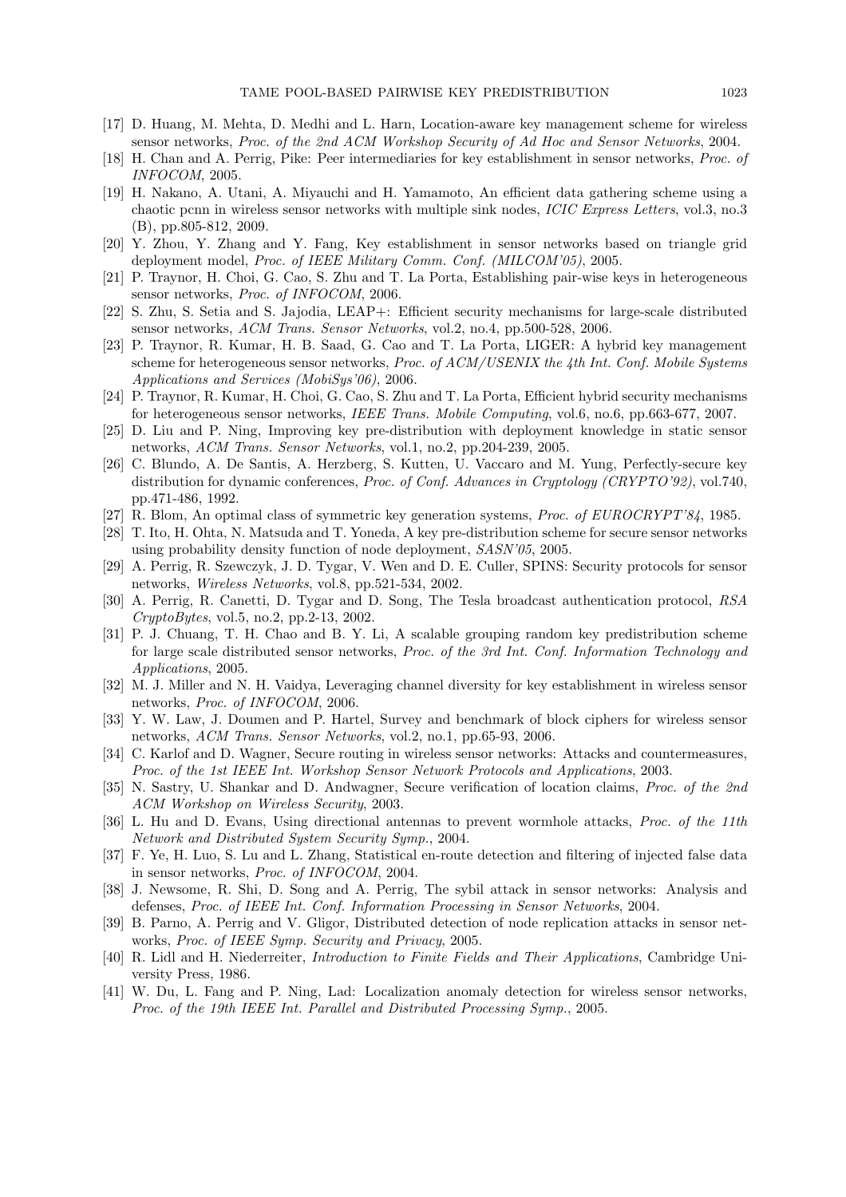[17] D. Huang, M. Mehta, D. Medhi and L. Harn, Location-aware key management scheme for wireless sensor networks, *Proc. of the 2nd ACM Workshop Security of Ad Hoc and Sensor Networks*, 2004.

[18] H. Chan and A. Perrig, Pike: Peer intermediaries for key establishment in sensor networks, *Proc. of INFOCOM*, 2005.

[19] H. Nakano, A. Utani, A. Miyauchi and H. Yamamoto, An efficient data gathering scheme using a chaotic pcnn in wireless sensor networks with multiple sink nodes, *ICIC Express Letters*, vol.3, no.3 (B), pp.805-812, 2009.

[20] Y. Zhou, Y. Zhang and Y. Fang, Key establishment in sensor networks based on triangle grid deployment model, *Proc. of IEEE Military Comm. Conf. (MILCOM'05)*, 2005.

[21] P. Traynor, H. Choi, G. Cao, S. Zhu and T. La Porta, Establishing pair-wise keys in heterogeneous sensor networks, *Proc. of INFOCOM*, 2006.

[22] S. Zhu, S. Setia and S. Jajodia, LEAP+: Efficient security mechanisms for large-scale distributed sensor networks, *ACM Trans. Sensor Networks*, vol.2, no.4, pp.500-528, 2006.

[23] P. Traynor, R. Kumar, H. B. Saad, G. Cao and T. La Porta, LIGER: A hybrid key management scheme for heterogeneous sensor networks, *Proc. of ACM/USENIX the 4th Int. Conf. Mobile Systems Applications and Services (MobiSys'06)*, 2006.

[24] P. Traynor, R. Kumar, H. Choi, G. Cao, S. Zhu and T. La Porta, Efficient hybrid security mechanisms for heterogeneous sensor networks, *IEEE Trans. Mobile Computing*, vol.6, no.6, pp.663-677, 2007.

[25] D. Liu and P. Ning, Improving key pre-distribution with deployment knowledge in static sensor networks, *ACM Trans. Sensor Networks*, vol.1, no.2, pp.204-239, 2005.

[26] C. Blundo, A. De Santis, A. Herzberg, S. Kutten, U. Vaccaro and M. Yung, Perfectly-secure key distribution for dynamic conferences, *Proc. of Conf. Advances in Cryptology (CRYPTO'92)*, vol.740, pp.471-486, 1992.

[27] R. Blom, An optimal class of symmetric key generation systems, *Proc. of EUROCRYPT'84*, 1985.

[28] T. Ito, H. Ohta, N. Matsuda and T. Yoneda, A key pre-distribution scheme for secure sensor networks using probability density function of node deployment, *SASN'05*, 2005.

[29] A. Perrig, R. Szewczyk, J. D. Tygar, V. Wen and D. E. Culler, SPINS: Security protocols for sensor networks, *Wireless Networks*, vol.8, pp.521-534, 2002.

[30] A. Perrig, R. Canetti, D. Tygar and D. Song, The Tesla broadcast authentication protocol, *RSA CryptoBytes*, vol.5, no.2, pp.2-13, 2002.

[31] P. J. Chuang, T. H. Chao and B. Y. Li, A scalable grouping random key predistribution scheme for large scale distributed sensor networks, *Proc. of the 3rd Int. Conf. Information Technology and Applications*, 2005.

[32] M. J. Miller and N. H. Vaidya, Leveraging channel diversity for key establishment in wireless sensor networks, *Proc. of INFOCOM*, 2006.

[33] Y. W. Law, J. Doumen and P. Hartel, Survey and benchmark of block ciphers for wireless sensor networks, *ACM Trans. Sensor Networks*, vol.2, no.1, pp.65-93, 2006.

[34] C. Karlof and D. Wagner, Secure routing in wireless sensor networks: Attacks and countermeasures, *Proc. of the 1st IEEE Int. Workshop Sensor Network Protocols and Applications*, 2003.

[35] N. Sastry, U. Shankar and D. Andwagner, Secure verification of location claims, *Proc. of the 2nd ACM Workshop on Wireless Security*, 2003.

[36] L. Hu and D. Evans, Using directional antennas to prevent wormhole attacks, *Proc. of the 11th Network and Distributed System Security Symp.*, 2004.

[37] F. Ye, H. Luo, S. Lu and L. Zhang, Statistical en-route detection and filtering of injected false data in sensor networks, *Proc. of INFOCOM*, 2004.

[38] J. Newsome, R. Shi, D. Song and A. Perrig, The sybil attack in sensor networks: Analysis and defenses, *Proc. of IEEE Int. Conf. Information Processing in Sensor Networks*, 2004.

[39] B. Parno, A. Perrig and V. Gligor, Distributed detection of node replication attacks in sensor networks, *Proc. of IEEE Symp. Security and Privacy*, 2005.

[40] R. Lidl and H. Niederreiter, *Introduction to Finite Fields and Their Applications*, Cambridge University Press, 1986.

[41] W. Du, L. Fang and P. Ning, Lad: Localization anomaly detection for wireless sensor networks, *Proc. of the 19th IEEE Int. Parallel and Distributed Processing Symp.*, 2005.